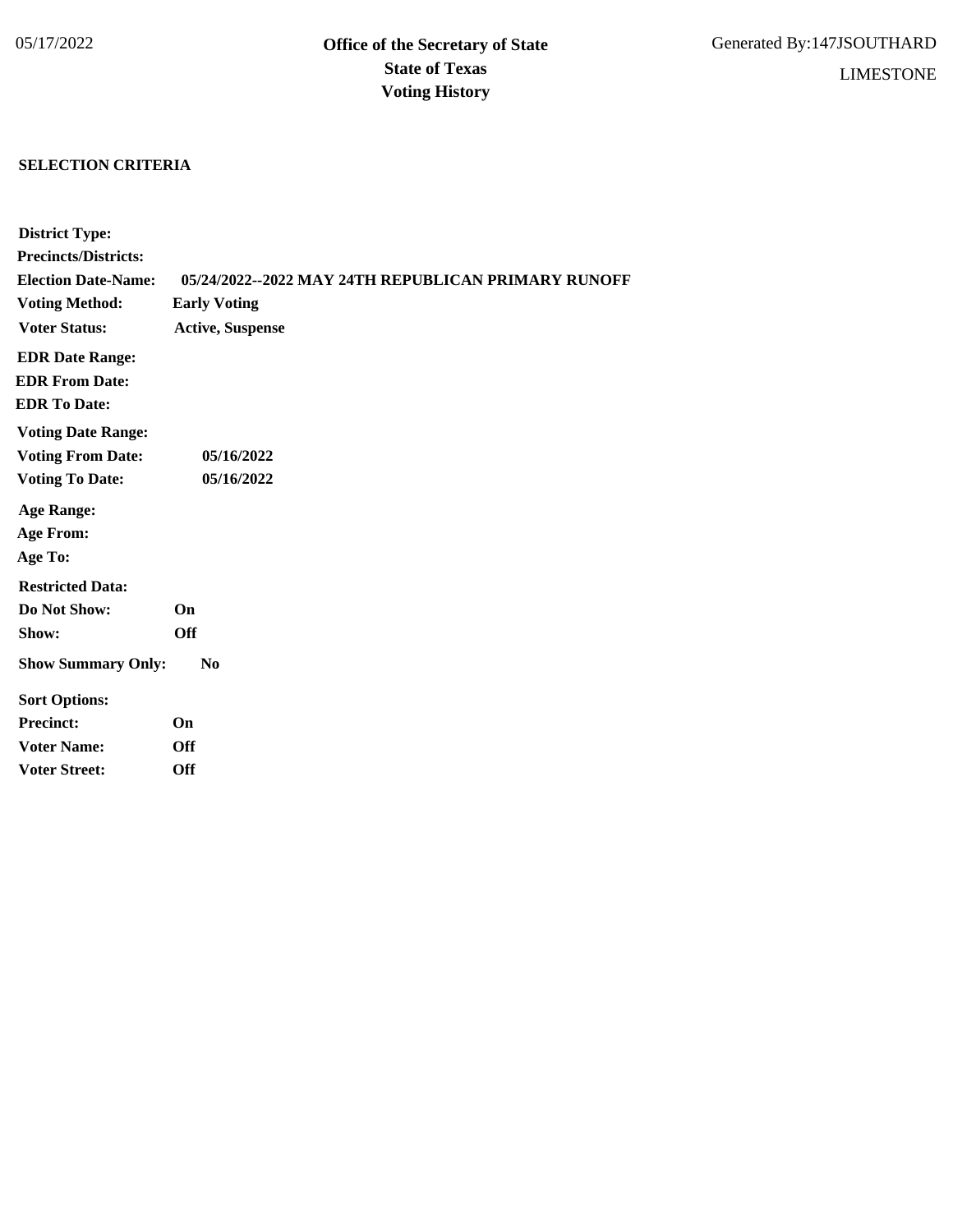05/17/2022

**Office of the Secretary of State**
**State of Texas**
**Voting History**

Generated By:147JSOUTHARD

LIMESTONE

## SELECTION CRITERIA

**District Type:**
**Precincts/Districts:**
**Election Date-Name:** **05/24/2022--2022 MAY 24TH REPUBLICAN PRIMARY RUNOFF**
**Voting Method:** **Early Voting**
**Voter Status:** **Active, Suspense**

**EDR Date Range:**
**EDR From Date:**
**EDR To Date:**

**Voting Date Range:**
**Voting From Date:** **05/16/2022**
**Voting To Date:** **05/16/2022**

**Age Range:**
**Age From:**
**Age To:**

**Restricted Data:**
**Do Not Show:** **On**
**Show:** **Off**

**Show Summary Only:** **No**

**Sort Options:**
**Precinct:** **On**
**Voter Name:** **Off**
**Voter Street:** **Off**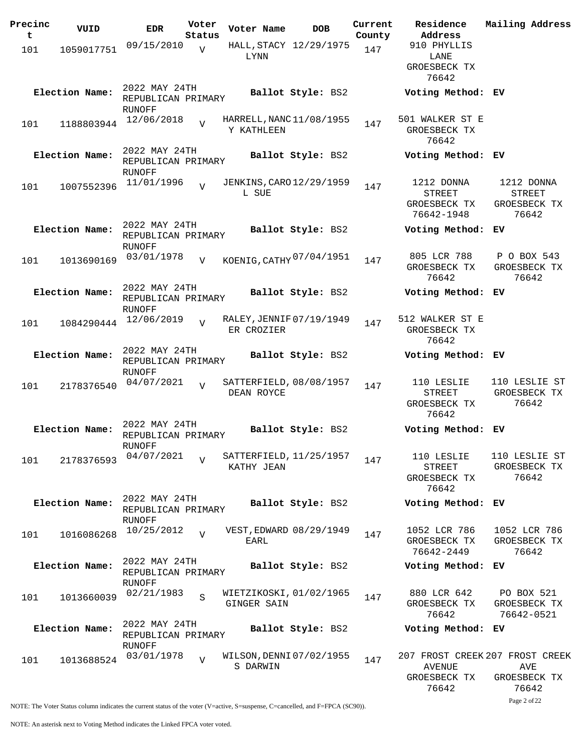| Precinct | VUID | EDR | Voter Status | Voter Name | DOB | Current County | Residence Address | Mailing Address |
|---|---|---|---|---|---|---|---|---|
| 101 | 1059017751 | 09/15/2010 | V | HALL,STACY LYNN | 12/29/1975 | 147 | 910 PHYLLIS LANE GROESBECK TX 76642 | |
| **Election Name:** | | 2022 MAY 24TH REPUBLICAN PRIMARY RUNOFF | | **Ballot Style:** BS2 | | | **Voting Method: EV** | |
| 101 | 1188803944 | 12/06/2018 | V | HARRELL,NANCY KATHLEEN | 11/08/1955 | 147 | 501 WALKER ST E GROESBECK TX 76642 | |
| **Election Name:** | | 2022 MAY 24TH REPUBLICAN PRIMARY RUNOFF | | **Ballot Style:** BS2 | | | **Voting Method: EV** | |
| 101 | 1007552396 | 11/01/1996 | V | JENKINS,CAROL SUE | 12/29/1959 | 147 | 1212 DONNA STREET GROESBECK TX 76642-1948 | 1212 DONNA STREET GROESBECK TX 76642 |
| **Election Name:** | | 2022 MAY 24TH REPUBLICAN PRIMARY RUNOFF | | **Ballot Style:** BS2 | | | **Voting Method: EV** | |
| 101 | 1013690169 | 03/01/1978 | V | KOENIG,CATHY | 07/04/1951 | 147 | 805 LCR 788 GROESBECK TX 76642 | P O BOX 543 GROESBECK TX 76642 |
| **Election Name:** | | 2022 MAY 24TH REPUBLICAN PRIMARY RUNOFF | | **Ballot Style:** BS2 | | | **Voting Method: EV** | |
| 101 | 1084290444 | 12/06/2019 | V | RALEY,JENNIFER CROZIER | 07/19/1949 | 147 | 512 WALKER ST E GROESBECK TX 76642 | |
| **Election Name:** | | 2022 MAY 24TH REPUBLICAN PRIMARY RUNOFF | | **Ballot Style:** BS2 | | | **Voting Method: EV** | |
| 101 | 2178376540 | 04/07/2021 | V | SATTERFIELD, DEAN ROYCE | 08/08/1957 | 147 | 110 LESLIE STREET GROESBECK TX 76642 | 110 LESLIE ST GROESBECK TX 76642 |
| **Election Name:** | | 2022 MAY 24TH REPUBLICAN PRIMARY RUNOFF | | **Ballot Style:** BS2 | | | **Voting Method: EV** | |
| 101 | 2178376593 | 04/07/2021 | V | SATTERFIELD, KATHY JEAN | 11/25/1957 | 147 | 110 LESLIE STREET GROESBECK TX 76642 | 110 LESLIE ST GROESBECK TX 76642 |
| **Election Name:** | | 2022 MAY 24TH REPUBLICAN PRIMARY RUNOFF | | **Ballot Style:** BS2 | | | **Voting Method: EV** | |
| 101 | 1016086268 | 10/25/2012 | V | VEST,EDWARD EARL | 08/29/1949 | 147 | 1052 LCR 786 GROESBECK TX 76642-2449 | 1052 LCR 786 GROESBECK TX 76642 |
| **Election Name:** | | 2022 MAY 24TH REPUBLICAN PRIMARY RUNOFF | | **Ballot Style:** BS2 | | | **Voting Method: EV** | |
| 101 | 1013660039 | 02/21/1983 | S | WIETZIKOSKI, GINGER SAIN | 01/02/1965 | 147 | 880 LCR 642 GROESBECK TX 76642 | PO BOX 521 GROESBECK TX 76642-0521 |
| **Election Name:** | | 2022 MAY 24TH REPUBLICAN PRIMARY RUNOFF | | **Ballot Style:** BS2 | | | **Voting Method: EV** | |
| 101 | 1013688524 | 03/01/1978 | V | WILSON,DENNIS DARWIN | 07/02/1955 | 147 | 207 FROST CREEK AVENUE GROESBECK TX 76642 | 207 FROST CREEK AVE GROESBECK TX 76642 |

NOTE: The Voter Status column indicates the current status of the voter (V=active, S=suspense, C=cancelled, and F=FPCA (SC90)).

NOTE: An asterisk next to Voting Method indicates the Linked FPCA voter voted.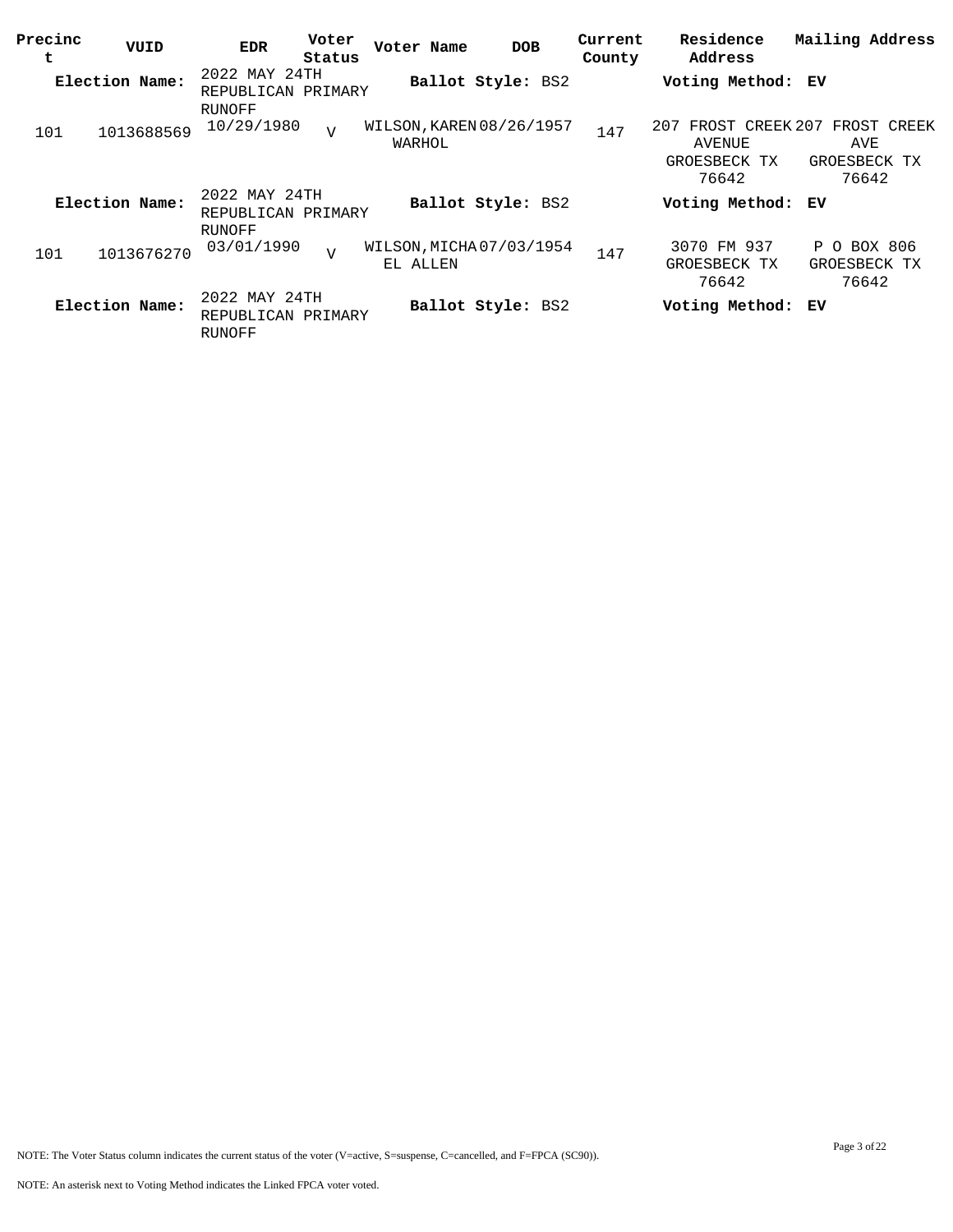| Precinct | VUID | EDR | Voter Status | Voter Name | DOB | Current County | Residence Address | Mailing Address |
|---|---|---|---|---|---|---|---|---|
| **Election Name:** | | 2022 MAY 24TH REPUBLICAN PRIMARY RUNOFF | | **Ballot Style:** BS2 | | | **Voting Method:** EV | |
| 101 | 1013688569 | 10/29/1980 | V | WILSON, KAREN WARHOL | 08/26/1957 | 147 | 207 FROST CREEK AVENUE GROESBECK TX 76642 | 207 FROST CREEK AVE GROESBECK TX 76642 |
| **Election Name:** | | 2022 MAY 24TH REPUBLICAN PRIMARY RUNOFF | | **Ballot Style:** BS2 | | | **Voting Method:** EV | |
| 101 | 1013676270 | 03/01/1990 | V | WILSON, MICHAEL ALLEN | 07/03/1954 | 147 | 3070 FM 937 GROESBECK TX 76642 | P O BOX 806 GROESBECK TX 76642 |
| **Election Name:** | | 2022 MAY 24TH REPUBLICAN PRIMARY RUNOFF | | **Ballot Style:** BS2 | | | **Voting Method:** EV | |

NOTE: The Voter Status column indicates the current status of the voter (V=active, S=suspense, C=cancelled, and F=FPCA (SC90)).

NOTE: An asterisk next to Voting Method indicates the Linked FPCA voter voted.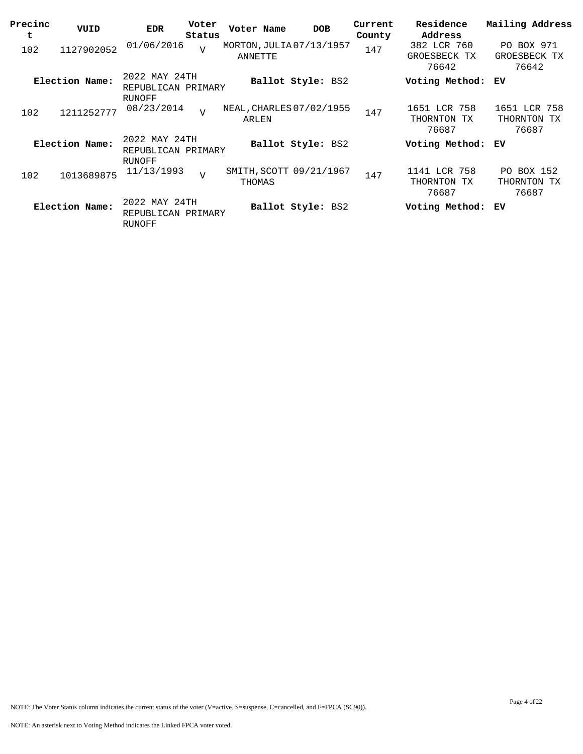| Precinct | VUID | EDR | Voter Status | Voter Name | DOB | Current County | Residence Address | Mailing Address |
|---|---|---|---|---|---|---|---|---|
| 102 | 1127902052 | 01/06/2016 | V | MORTON, JULIA ANNETTE | 07/13/1957 | 147 | 382 LCR 760 GROESBECK TX 76642 | PO BOX 971 GROESBECK TX 76642 |
| **Election Name:** | | 2022 MAY 24TH REPUBLICAN PRIMARY RUNOFF | | **Ballot Style:** BS2 | | | **Voting Method:** EV | |
| 102 | 1211252777 | 08/23/2014 | V | NEAL, CHARLES ARLEN | 07/02/1955 | 147 | 1651 LCR 758 THORNTON TX 76687 | 1651 LCR 758 THORNTON TX 76687 |
| **Election Name:** | | 2022 MAY 24TH REPUBLICAN PRIMARY RUNOFF | | **Ballot Style:** BS2 | | | **Voting Method:** EV | |
| 102 | 1013689875 | 11/13/1993 | V | SMITH, SCOTT THOMAS | 09/21/1967 | 147 | 1141 LCR 758 THORNTON TX 76687 | PO BOX 152 THORNTON TX 76687 |
| **Election Name:** | | 2022 MAY 24TH REPUBLICAN PRIMARY RUNOFF | | **Ballot Style:** BS2 | | | **Voting Method:** EV | |

NOTE: The Voter Status column indicates the current status of the voter (V=active, S=suspense, C=cancelled, and F=FPCA (SC90)).

NOTE: An asterisk next to Voting Method indicates the Linked FPCA voter voted.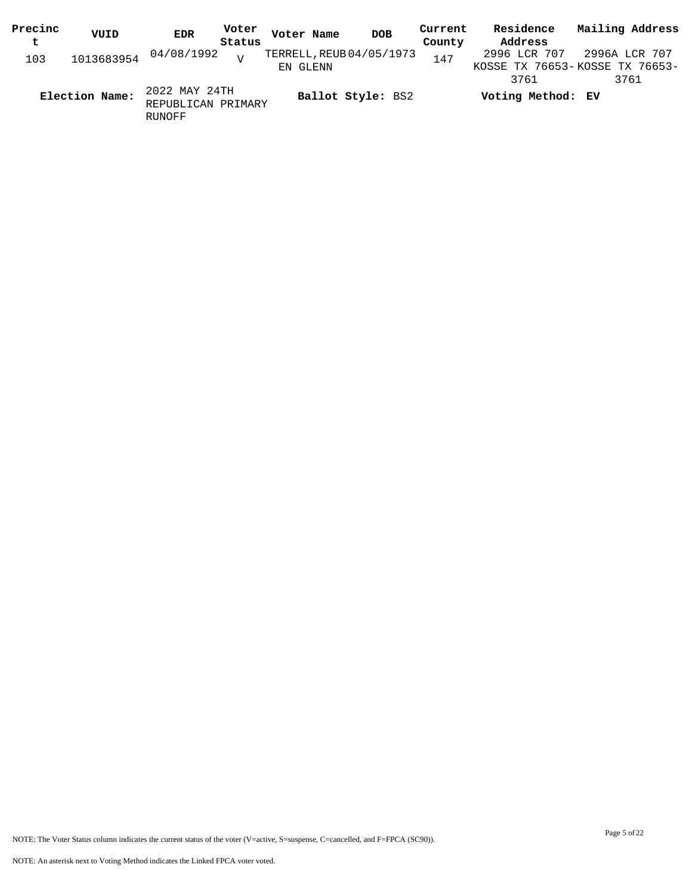| Precinct | VUID | EDR | Voter Status | Voter Name | DOB | Current County | Residence Address | Mailing Address |
|---|---|---|---|---|---|---|---|---|
| 103 | 1013683954 | 04/08/1992 | V | TERRELL,REUBEN GLENN | 04/05/1973 | 147 | 2996 LCR 707 KOSSE TX 76653-3761 | 2996A LCR 707 KOSSE TX 76653-3761 |

**Election Name:** 2022 MAY 24TH REPUBLICAN PRIMARY RUNOFF **Ballot Style:** BS2 **Voting Method:** EV

NOTE: The Voter Status column indicates the current status of the voter (V=active, S=suspense, C=cancelled, and F=FPCA (SC90)).

NOTE: An asterisk next to Voting Method indicates the Linked FPCA voter voted.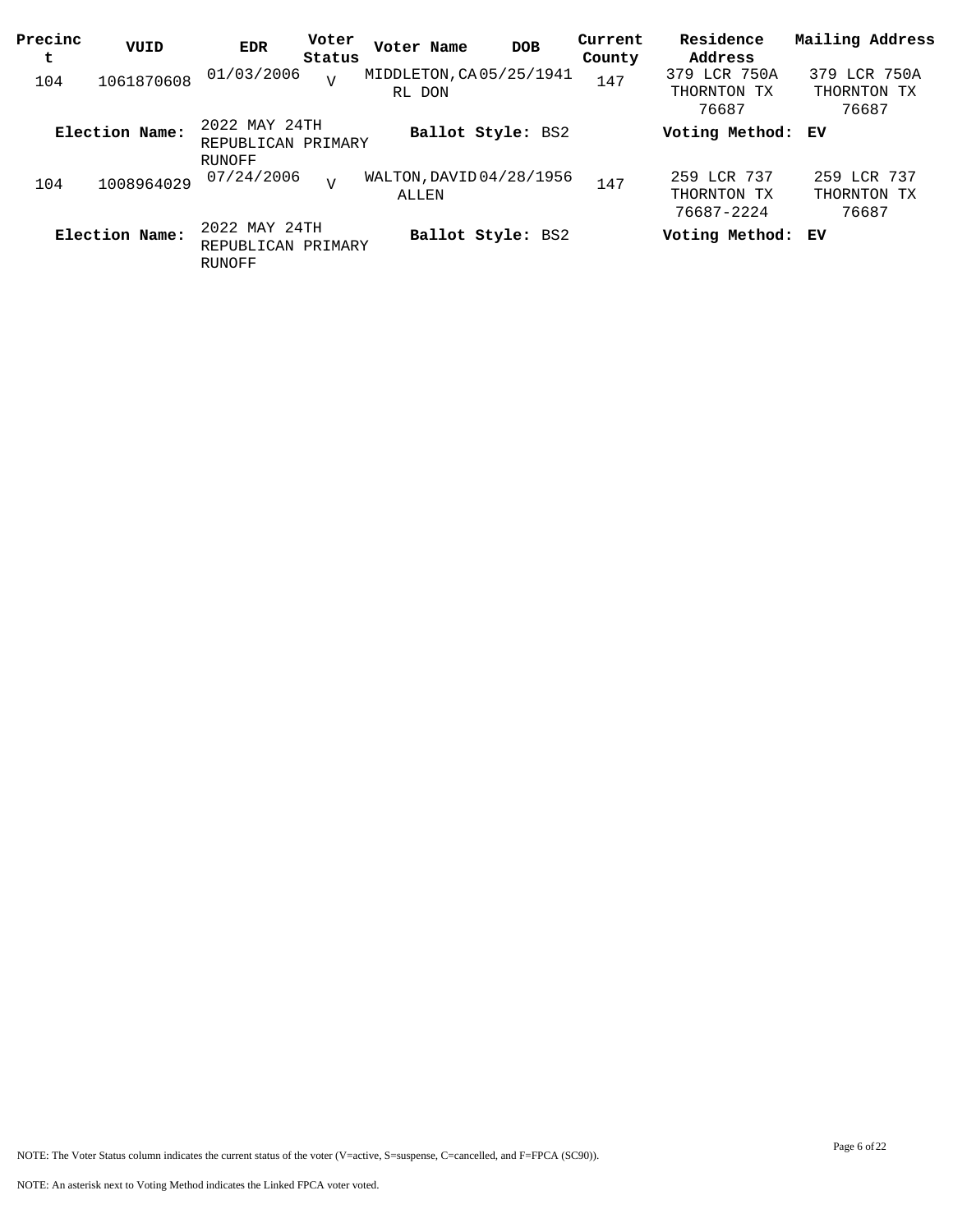| Precinct | VUID | EDR | Voter Status | Voter Name | DOB | Current County | Residence Address | Mailing Address |
|---|---|---|---|---|---|---|---|---|
| 104 | 1061870608 | 01/03/2006 | V | MIDDLETON,CARL DON | 05/25/1941 | 147 | 379 LCR 750A THORNTON TX 76687 | 379 LCR 750A THORNTON TX 76687 |
| **Election Name:** | 2022 MAY 24TH REPUBLICAN PRIMARY RUNOFF | | | **Ballot Style:** BS2 | | | **Voting Method:** | **EV** |
| 104 | 1008964029 | 07/24/2006 | V | WALTON,DAVID ALLEN | 04/28/1956 | 147 | 259 LCR 737 THORNTON TX 76687-2224 | 259 LCR 737 THORNTON TX 76687 |
| **Election Name:** | 2022 MAY 24TH REPUBLICAN PRIMARY RUNOFF | | | **Ballot Style:** BS2 | | | **Voting Method:** | **EV** |

NOTE: The Voter Status column indicates the current status of the voter (V=active, S=suspense, C=cancelled, and F=FPCA (SC90)).

NOTE: An asterisk next to Voting Method indicates the Linked FPCA voter voted.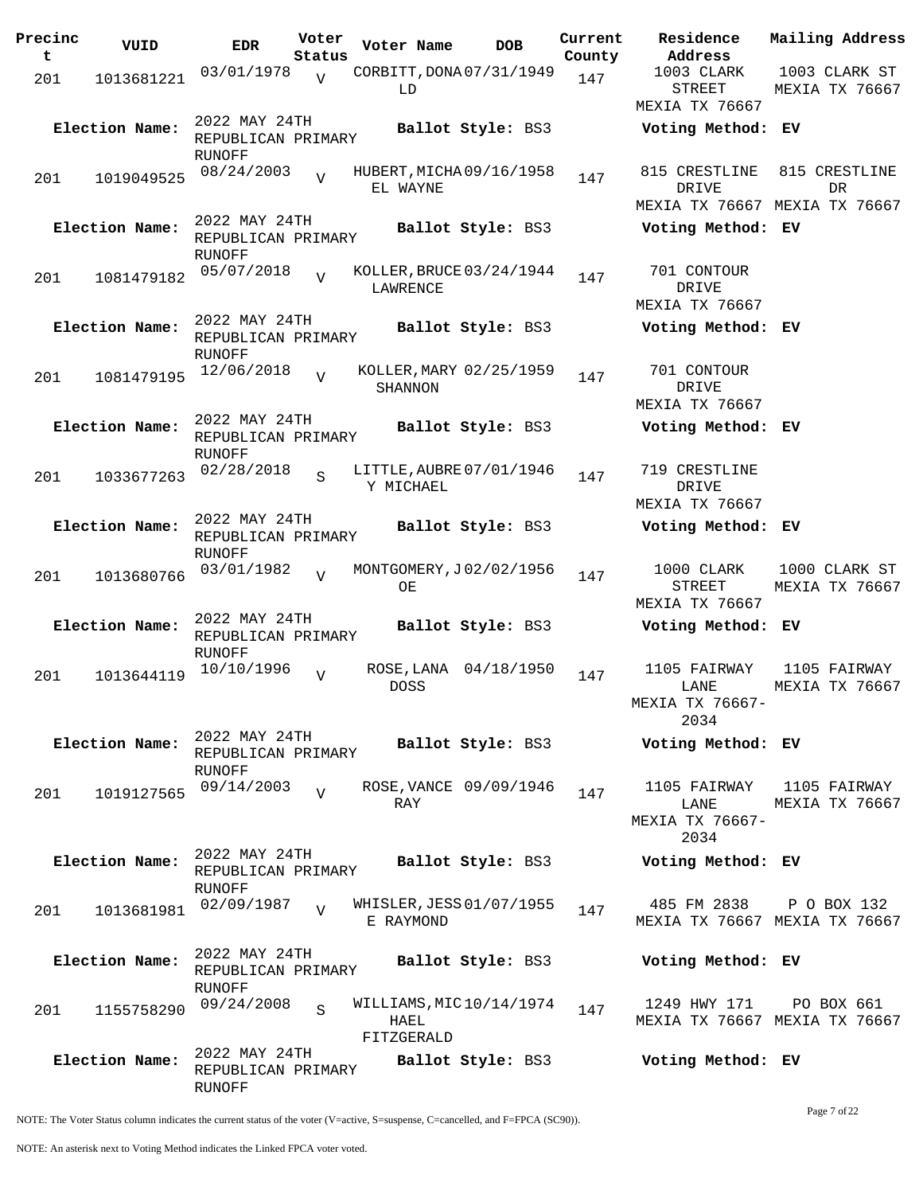| Precinct | VUID | EDR | Voter Status | Voter Name | DOB | Current County | Residence Address | Mailing Address |
|---|---|---|---|---|---|---|---|---|
| 201 | 1013681221 | 03/01/1978 | V | CORBITT, DONALD | 07/31/1949 | 147 | 1003 CLARK STREET MEXIA TX 76667 | 1003 CLARK ST MEXIA TX 76667 |
| Election Name: | 2022 MAY 24TH REPUBLICAN PRIMARY RUNOFF | | | Ballot Style: BS3 | | | Voting Method: EV | |
| 201 | 1019049525 | 08/24/2003 | V | HUBERT, MICHAEL WAYNE | 09/16/1958 | 147 | 815 CRESTLINE DRIVE MEXIA TX 76667 | 815 CRESTLINE DR MEXIA TX 76667 |
| Election Name: | 2022 MAY 24TH REPUBLICAN PRIMARY RUNOFF | | | Ballot Style: BS3 | | | Voting Method: EV | |
| 201 | 1081479182 | 05/07/2018 | V | KOLLER, BRUCE LAWRENCE | 03/24/1944 | 147 | 701 CONTOUR DRIVE MEXIA TX 76667 | |
| Election Name: | 2022 MAY 24TH REPUBLICAN PRIMARY RUNOFF | | | Ballot Style: BS3 | | | Voting Method: EV | |
| 201 | 1081479195 | 12/06/2018 | V | KOLLER, MARY SHANNON | 02/25/1959 | 147 | 701 CONTOUR DRIVE MEXIA TX 76667 | |
| Election Name: | 2022 MAY 24TH REPUBLICAN PRIMARY RUNOFF | | | Ballot Style: BS3 | | | Voting Method: EV | |
| 201 | 1033677263 | 02/28/2018 | S | LITTLE, AUBREY MICHAEL | 07/01/1946 | 147 | 719 CRESTLINE DRIVE MEXIA TX 76667 | |
| Election Name: | 2022 MAY 24TH REPUBLICAN PRIMARY RUNOFF | | | Ballot Style: BS3 | | | Voting Method: EV | |
| 201 | 1013680766 | 03/01/1982 | V | MONTGOMERY, JOE | 02/02/1956 | 147 | 1000 CLARK STREET MEXIA TX 76667 | 1000 CLARK ST MEXIA TX 76667 |
| Election Name: | 2022 MAY 24TH REPUBLICAN PRIMARY RUNOFF | | | Ballot Style: BS3 | | | Voting Method: EV | |
| 201 | 1013644119 | 10/10/1996 | V | ROSE, LANA DOSS | 04/18/1950 | 147 | 1105 FAIRWAY LANE MEXIA TX 76667-2034 | 1105 FAIRWAY MEXIA TX 76667 |
| Election Name: | 2022 MAY 24TH REPUBLICAN PRIMARY RUNOFF | | | Ballot Style: BS3 | | | Voting Method: EV | |
| 201 | 1019127565 | 09/14/2003 | V | ROSE, VANCE RAY | 09/09/1946 | 147 | 1105 FAIRWAY LANE MEXIA TX 76667-2034 | 1105 FAIRWAY MEXIA TX 76667 |
| Election Name: | 2022 MAY 24TH REPUBLICAN PRIMARY RUNOFF | | | Ballot Style: BS3 | | | Voting Method: EV | |
| 201 | 1013681981 | 02/09/1987 | V | WHISLER, JESSE RAYMOND | 01/07/1955 | 147 | 485 FM 2838 MEXIA TX 76667 | P O BOX 132 MEXIA TX 76667 |
| Election Name: | 2022 MAY 24TH REPUBLICAN PRIMARY RUNOFF | | | Ballot Style: BS3 | | | Voting Method: EV | |
| 201 | 1155758290 | 09/24/2008 | S | WILLIAMS, MICHAEL FITZGERALD | 10/14/1974 | 147 | 1249 HWY 171 MEXIA TX 76667 | PO BOX 661 MEXIA TX 76667 |
| Election Name: | 2022 MAY 24TH REPUBLICAN PRIMARY RUNOFF | | | Ballot Style: BS3 | | | Voting Method: EV | |

NOTE: The Voter Status column indicates the current status of the voter (V=active, S=suspense, C=cancelled, and F=FPCA (SC90)).

NOTE: An asterisk next to Voting Method indicates the Linked FPCA voter voted.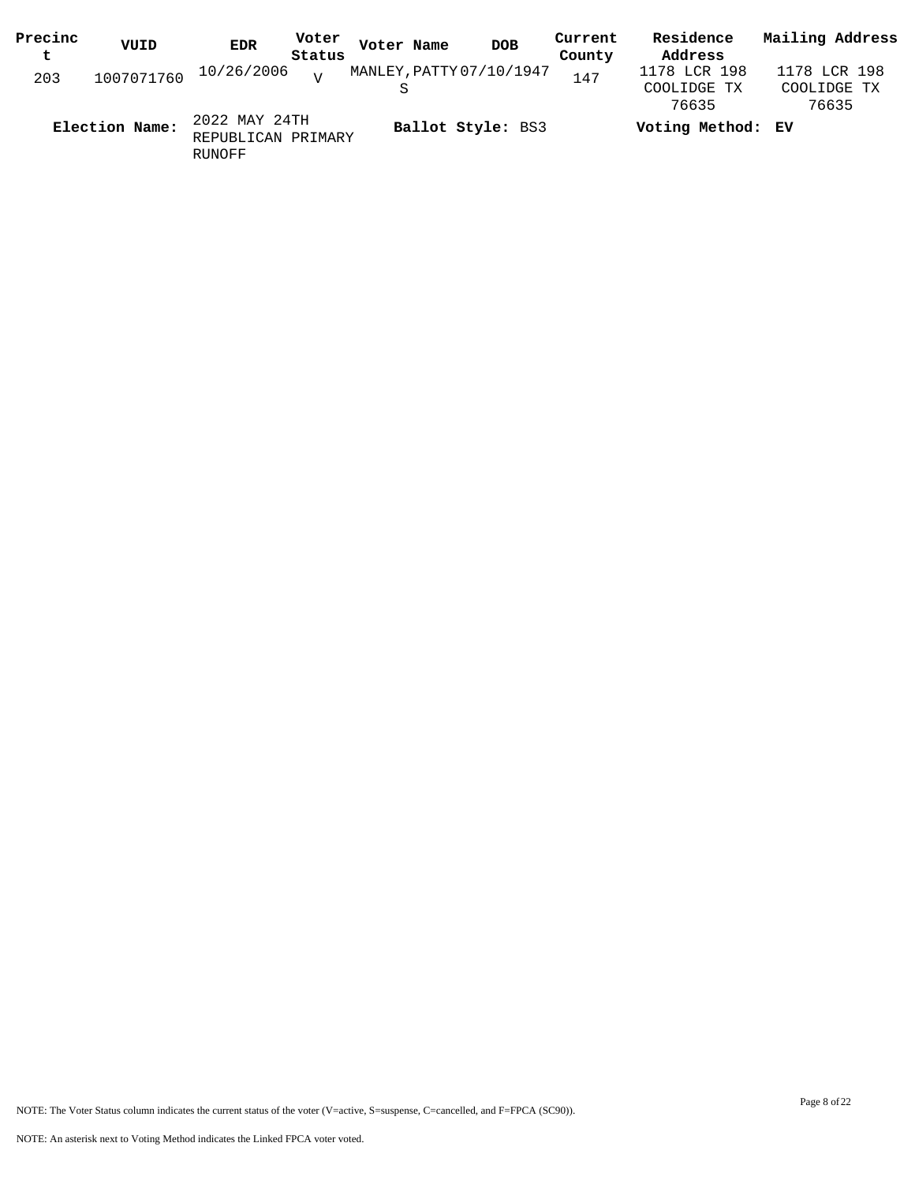| Precinct | VUID | EDR | Voter Status | Voter Name | DOB | Current County | Residence Address | Mailing Address |
|---|---|---|---|---|---|---|---|---|
| 203 | 1007071760 | 10/26/2006 | V | MANLEY,PATTY S | 07/10/1947 | 147 | 1178 LCR 198 COOLIDGE TX 76635 | 1178 LCR 198 COOLIDGE TX 76635 |

**Election Name:** 2022 MAY 24TH REPUBLICAN PRIMARY RUNOFF **Ballot Style:** BS3 **Voting Method:** EV

NOTE: The Voter Status column indicates the current status of the voter (V=active, S=suspense, C=cancelled, and F=FPCA (SC90)).

NOTE: An asterisk next to Voting Method indicates the Linked FPCA voter voted.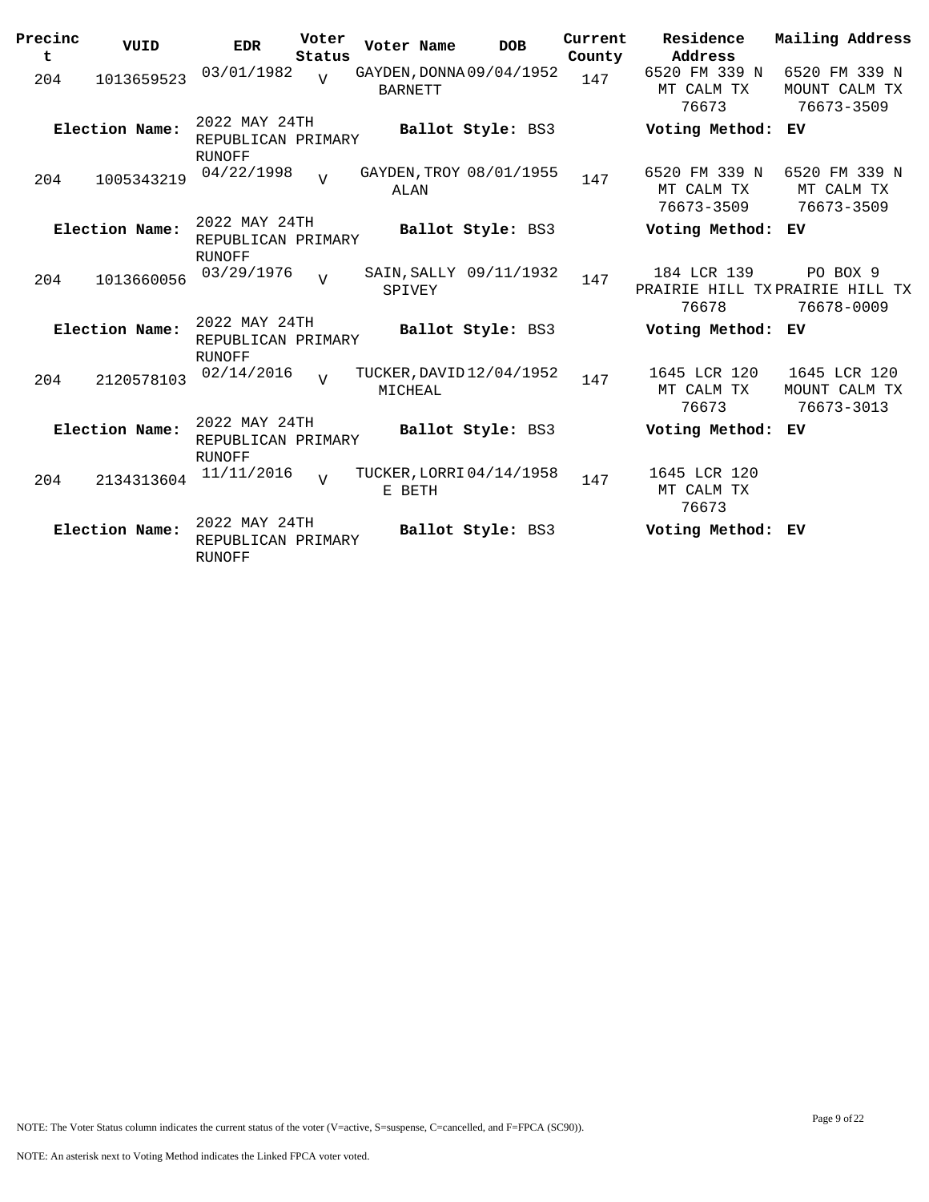| Precinct | VUID | EDR | Voter Status | Voter Name | DOB | Current County | Residence Address | Mailing Address |
|---|---|---|---|---|---|---|---|---|
| 204 | 1013659523 | 03/01/1982 | V | GAYDEN, DONNA BARNETT | 09/04/1952 | 147 | 6520 FM 339 N MT CALM TX 76673 | 6520 FM 339 N MOUNT CALM TX 76673-3509 |
| **Election Name:** | | 2022 MAY 24TH REPUBLICAN PRIMARY RUNOFF | | **Ballot Style:** BS3 | | | **Voting Method:** EV | |
| 204 | 1005343219 | 04/22/1998 | V | GAYDEN, TROY ALAN | 08/01/1955 | 147 | 6520 FM 339 N MT CALM TX 76673-3509 | 6520 FM 339 N MT CALM TX 76673-3509 |
| **Election Name:** | | 2022 MAY 24TH REPUBLICAN PRIMARY RUNOFF | | **Ballot Style:** BS3 | | | **Voting Method:** EV | |
| 204 | 1013660056 | 03/29/1976 | V | SAIN, SALLY SPIVEY | 09/11/1932 | 147 | 184 LCR 139 PRAIRIE HILL TX 76678 | PO BOX 9 PRAIRIE HILL TX 76678-0009 |
| **Election Name:** | | 2022 MAY 24TH REPUBLICAN PRIMARY RUNOFF | | **Ballot Style:** BS3 | | | **Voting Method:** EV | |
| 204 | 2120578103 | 02/14/2016 | V | TUCKER, DAVID MICHEAL | 12/04/1952 | 147 | 1645 LCR 120 MT CALM TX 76673 | 1645 LCR 120 MOUNT CALM TX 76673-3013 |
| **Election Name:** | | 2022 MAY 24TH REPUBLICAN PRIMARY RUNOFF | | **Ballot Style:** BS3 | | | **Voting Method:** EV | |
| 204 | 2134313604 | 11/11/2016 | V | TUCKER, LORRIE BETH | 04/14/1958 | 147 | 1645 LCR 120 MT CALM TX 76673 | |
| **Election Name:** | | 2022 MAY 24TH REPUBLICAN PRIMARY RUNOFF | | **Ballot Style:** BS3 | | | **Voting Method:** EV | |

NOTE: The Voter Status column indicates the current status of the voter (V=active, S=suspense, C=cancelled, and F=FPCA (SC90)).

NOTE: An asterisk next to Voting Method indicates the Linked FPCA voter voted.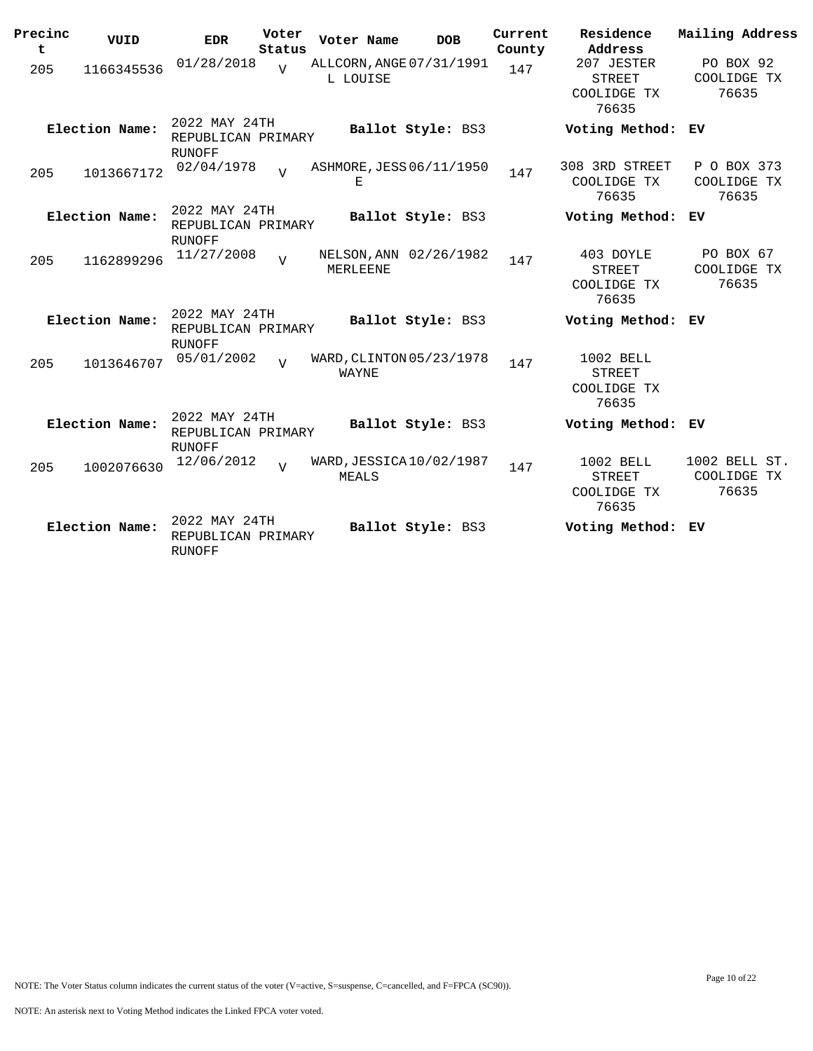| Precinct | VUID | EDR | Voter Status | Voter Name | DOB | Current County | Residence Address | Mailing Address |
|---|---|---|---|---|---|---|---|---|
| 205 | 1166345536 | 01/28/2018 | V | ALLCORN, ANGEL LOUISE | 07/31/1991 | 147 | 207 JESTER STREET COOLIDGE TX 76635 | PO BOX 92 COOLIDGE TX 76635 |
| **Election Name:** | 2022 MAY 24TH REPUBLICAN PRIMARY RUNOFF | | | **Ballot Style:** BS3 | | | **Voting Method:** | **EV** |
| 205 | 1013667172 | 02/04/1978 | V | ASHMORE, JESSE | 06/11/1950 | 147 | 308 3RD STREET COOLIDGE TX 76635 | P O BOX 373 COOLIDGE TX 76635 |
| **Election Name:** | 2022 MAY 24TH REPUBLICAN PRIMARY RUNOFF | | | **Ballot Style:** BS3 | | | **Voting Method:** | **EV** |
| 205 | 1162899296 | 11/27/2008 | V | NELSON, ANN MERLEENE | 02/26/1982 | 147 | 403 DOYLE STREET COOLIDGE TX 76635 | PO BOX 67 COOLIDGE TX 76635 |
| **Election Name:** | 2022 MAY 24TH REPUBLICAN PRIMARY RUNOFF | | | **Ballot Style:** BS3 | | | **Voting Method:** | **EV** |
| 205 | 1013646707 | 05/01/2002 | V | WARD, CLINTON WAYNE | 05/23/1978 | 147 | 1002 BELL STREET COOLIDGE TX 76635 | |
| **Election Name:** | 2022 MAY 24TH REPUBLICAN PRIMARY RUNOFF | | | **Ballot Style:** BS3 | | | **Voting Method:** | **EV** |
| 205 | 1002076630 | 12/06/2012 | V | WARD, JESSICA MEALS | 10/02/1987 | 147 | 1002 BELL STREET COOLIDGE TX 76635 | 1002 BELL ST. COOLIDGE TX 76635 |
| **Election Name:** | 2022 MAY 24TH REPUBLICAN PRIMARY RUNOFF | | | **Ballot Style:** BS3 | | | **Voting Method:** | **EV** |

NOTE: The Voter Status column indicates the current status of the voter (V=active, S=suspense, C=cancelled, and F=FPCA (SC90)).

NOTE: An asterisk next to Voting Method indicates the Linked FPCA voter voted.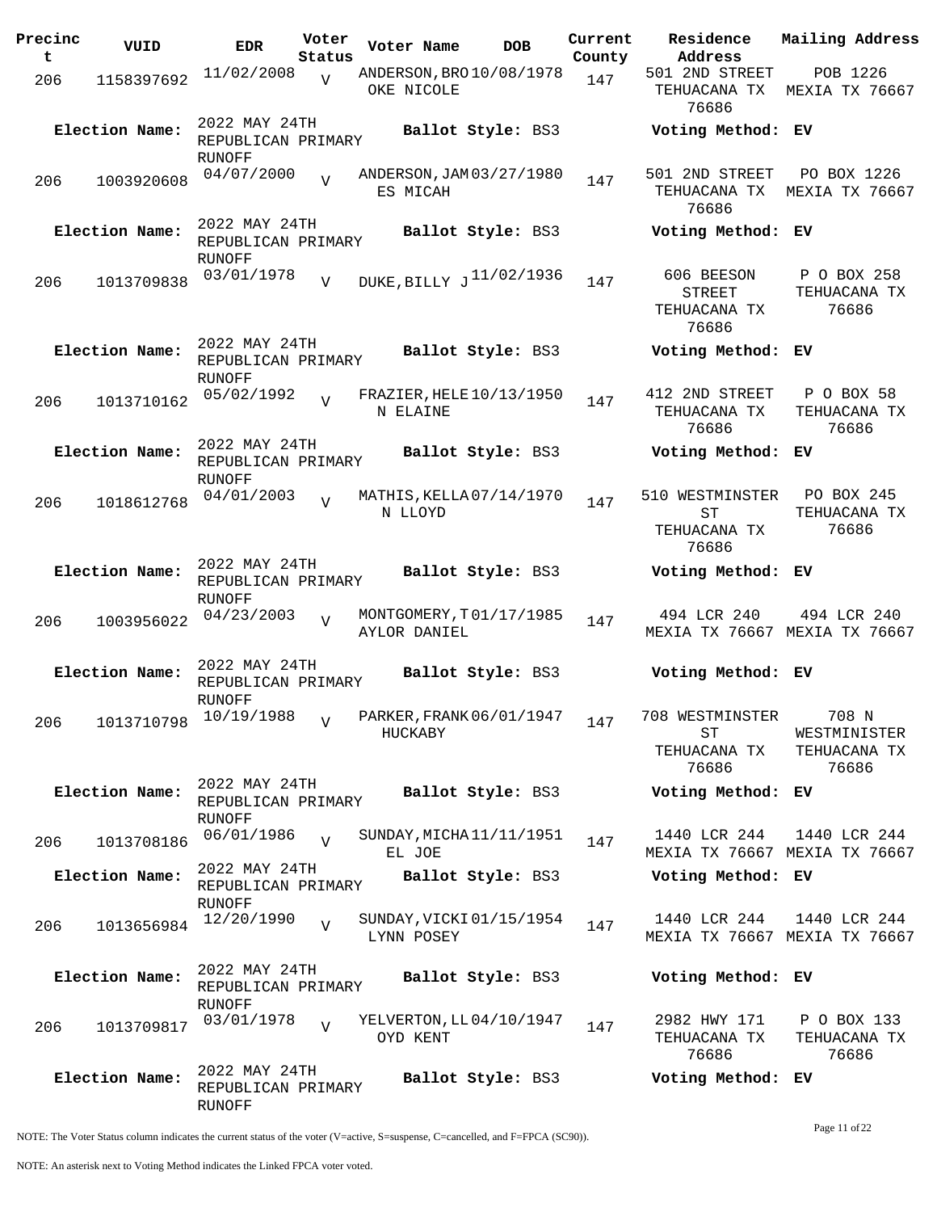| Precinct | VUID | EDR | Voter Status | Voter Name | DOB | Current County | Residence Address | Mailing Address |
|---|---|---|---|---|---|---|---|---|
| 206 | 1158397692 | 11/02/2008 | V | ANDERSON,BROOKE NICOLE | 10/08/1978 | 147 | 501 2ND STREET TEHUACANA TX 76686 | POB 1226 MEXIA TX 76667 |
| **Election Name:** | 2022 MAY 24TH REPUBLICAN PRIMARY RUNOFF | | | **Ballot Style:** BS3 | | | **Voting Method:** EV | |
| 206 | 1003920608 | 04/07/2000 | V | ANDERSON,JAMES MICAH | 03/27/1980 | 147 | 501 2ND STREET TEHUACANA TX 76686 | PO BOX 1226 MEXIA TX 76667 |
| **Election Name:** | 2022 MAY 24TH REPUBLICAN PRIMARY RUNOFF | | | **Ballot Style:** BS3 | | | **Voting Method:** EV | |
| 206 | 1013709838 | 03/01/1978 | V | DUKE,BILLY J | 11/02/1936 | 147 | 606 BEESON STREET TEHUACANA TX 76686 | P O BOX 258 TEHUACANA TX 76686 |
| **Election Name:** | 2022 MAY 24TH REPUBLICAN PRIMARY RUNOFF | | | **Ballot Style:** BS3 | | | **Voting Method:** EV | |
| 206 | 1013710162 | 05/02/1992 | V | FRAZIER,HELEN ELAINE | 10/13/1950 | 147 | 412 2ND STREET TEHUACANA TX 76686 | P O BOX 58 TEHUACANA TX 76686 |
| **Election Name:** | 2022 MAY 24TH REPUBLICAN PRIMARY RUNOFF | | | **Ballot Style:** BS3 | | | **Voting Method:** EV | |
| 206 | 1018612768 | 04/01/2003 | V | MATHIS,KELLAN LLOYD | 07/14/1970 | 147 | 510 WESTMINSTER ST TEHUACANA TX 76686 | PO BOX 245 TEHUACANA TX 76686 |
| **Election Name:** | 2022 MAY 24TH REPUBLICAN PRIMARY RUNOFF | | | **Ballot Style:** BS3 | | | **Voting Method:** EV | |
| 206 | 1003956022 | 04/23/2003 | V | MONTGOMERY,TAYLOR DANIEL | 01/17/1985 | 147 | 494 LCR 240 MEXIA TX 76667 | 494 LCR 240 MEXIA TX 76667 |
| **Election Name:** | 2022 MAY 24TH REPUBLICAN PRIMARY RUNOFF | | | **Ballot Style:** BS3 | | | **Voting Method:** EV | |
| 206 | 1013710798 | 10/19/1988 | V | PARKER,FRANK HUCKABY | 06/01/1947 | 147 | 708 WESTMINSTER ST TEHUACANA TX 76686 | 708 N WESTMINSTER TEHUACANA TX 76686 |
| **Election Name:** | 2022 MAY 24TH REPUBLICAN PRIMARY RUNOFF | | | **Ballot Style:** BS3 | | | **Voting Method:** EV | |
| 206 | 1013708186 | 06/01/1986 | V | SUNDAY,MICHAEL JOE | 11/11/1951 | 147 | 1440 LCR 244 MEXIA TX 76667 | 1440 LCR 244 MEXIA TX 76667 |
| **Election Name:** | 2022 MAY 24TH REPUBLICAN PRIMARY RUNOFF | | | **Ballot Style:** BS3 | | | **Voting Method:** EV | |
| 206 | 1013656984 | 12/20/1990 | V | SUNDAY,VICKI LYNN POSEY | 01/15/1954 | 147 | 1440 LCR 244 MEXIA TX 76667 | 1440 LCR 244 MEXIA TX 76667 |
| **Election Name:** | 2022 MAY 24TH REPUBLICAN PRIMARY RUNOFF | | | **Ballot Style:** BS3 | | | **Voting Method:** EV | |
| 206 | 1013709817 | 03/01/1978 | V | YELVERTON,LLOYD KENT | 04/10/1947 | 147 | 2982 HWY 171 TEHUACANA TX 76686 | P O BOX 133 TEHUACANA TX 76686 |
| **Election Name:** | 2022 MAY 24TH REPUBLICAN PRIMARY RUNOFF | | | **Ballot Style:** BS3 | | | **Voting Method:** EV | |

NOTE: The Voter Status column indicates the current status of the voter (V=active, S=suspense, C=cancelled, and F=FPCA (SC90)).

NOTE: An asterisk next to Voting Method indicates the Linked FPCA voter voted.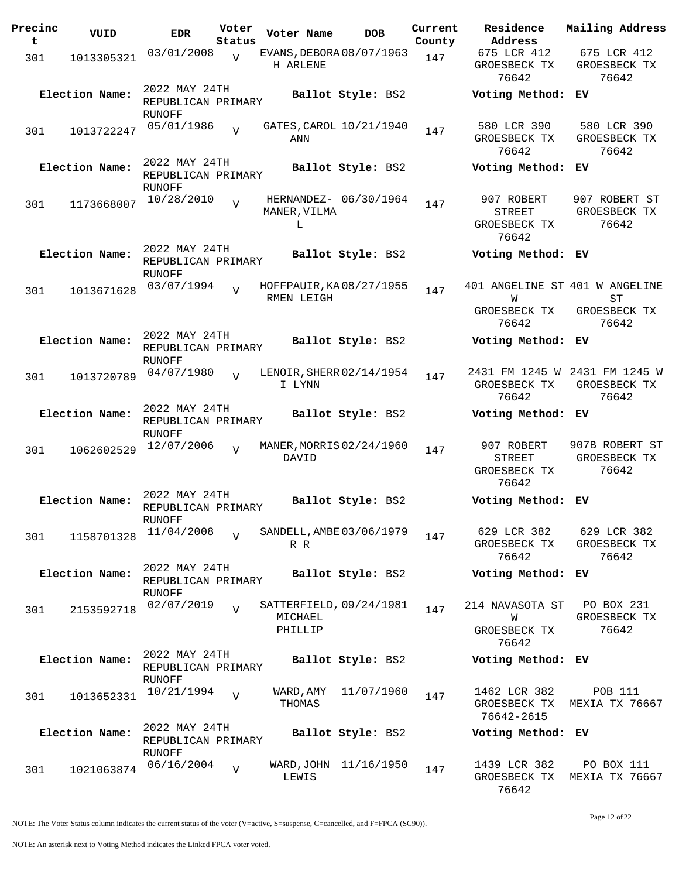| Precinct | VUID | EDR | Voter Status | Voter Name | DOB | Current County | Residence Address | Mailing Address |
|---|---|---|---|---|---|---|---|---|
| 301 | 1013305321 | 03/01/2008 | V | EVANS, DEBORAH ARLENE | 08/07/1963 | 147 | 675 LCR 412 GROESBECK TX 76642 | 675 LCR 412 GROESBECK TX 76642 |
| **Election Name:** | | 2022 MAY 24TH REPUBLICAN PRIMARY RUNOFF | | **Ballot Style:** BS2 | | | **Voting Method:** EV | |
| 301 | 1013722247 | 05/01/1986 | V | GATES, CAROL ANN | 10/21/1940 | 147 | 580 LCR 390 GROESBECK TX 76642 | 580 LCR 390 GROESBECK TX 76642 |
| **Election Name:** | | 2022 MAY 24TH REPUBLICAN PRIMARY RUNOFF | | **Ballot Style:** BS2 | | | **Voting Method:** EV | |
| 301 | 1173668007 | 10/28/2010 | V | HERNANDEZ-MANER, VILMA L | 06/30/1964 | 147 | 907 ROBERT STREET GROESBECK TX 76642 | 907 ROBERT ST GROESBECK TX 76642 |
| **Election Name:** | | 2022 MAY 24TH REPUBLICAN PRIMARY RUNOFF | | **Ballot Style:** BS2 | | | **Voting Method:** EV | |
| 301 | 1013671628 | 03/07/1994 | V | HOFFPAUIR, KARMEN LEIGH | 08/27/1955 | 147 | 401 ANGELINE ST W GROESBECK TX 76642 | 401 W ANGELINE ST GROESBECK TX 76642 |
| **Election Name:** | | 2022 MAY 24TH REPUBLICAN PRIMARY RUNOFF | | **Ballot Style:** BS2 | | | **Voting Method:** EV | |
| 301 | 1013720789 | 04/07/1980 | V | LENOIR, SHERRI LYNN | 02/14/1954 | 147 | 2431 FM 1245 W GROESBECK TX 76642 | 2431 FM 1245 W GROESBECK TX 76642 |
| **Election Name:** | | 2022 MAY 24TH REPUBLICAN PRIMARY RUNOFF | | **Ballot Style:** BS2 | | | **Voting Method:** EV | |
| 301 | 1062602529 | 12/07/2006 | V | MANER, MORRIS DAVID | 02/24/1960 | 147 | 907 ROBERT STREET GROESBECK TX 76642 | 907B ROBERT ST GROESBECK TX 76642 |
| **Election Name:** | | 2022 MAY 24TH REPUBLICAN PRIMARY RUNOFF | | **Ballot Style:** BS2 | | | **Voting Method:** EV | |
| 301 | 1158701328 | 11/04/2008 | V | SANDELL, AMBER R | 03/06/1979 | 147 | 629 LCR 382 GROESBECK TX 76642 | 629 LCR 382 GROESBECK TX 76642 |
| **Election Name:** | | 2022 MAY 24TH REPUBLICAN PRIMARY RUNOFF | | **Ballot Style:** BS2 | | | **Voting Method:** EV | |
| 301 | 2153592718 | 02/07/2019 | V | SATTERFIELD, MICHAEL PHILLIP | 09/24/1981 | 147 | 214 NAVASOTA ST W GROESBECK TX 76642 | PO BOX 231 GROESBECK TX 76642 |
| **Election Name:** | | 2022 MAY 24TH REPUBLICAN PRIMARY RUNOFF | | **Ballot Style:** BS2 | | | **Voting Method:** EV | |
| 301 | 1013652331 | 10/21/1994 | V | WARD, AMY THOMAS | 11/07/1960 | 147 | 1462 LCR 382 GROESBECK TX 76642-2615 | POB 111 MEXIA TX 76667 |
| **Election Name:** | | 2022 MAY 24TH REPUBLICAN PRIMARY RUNOFF | | **Ballot Style:** BS2 | | | **Voting Method:** EV | |
| 301 | 1021063874 | 06/16/2004 | V | WARD, JOHN LEWIS | 11/16/1950 | 147 | 1439 LCR 382 GROESBECK TX 76642 | PO BOX 111 MEXIA TX 76667 |

NOTE: The Voter Status column indicates the current status of the voter (V=active, S=suspense, C=cancelled, and F=FPCA (SC90)).

NOTE: An asterisk next to Voting Method indicates the Linked FPCA voter voted.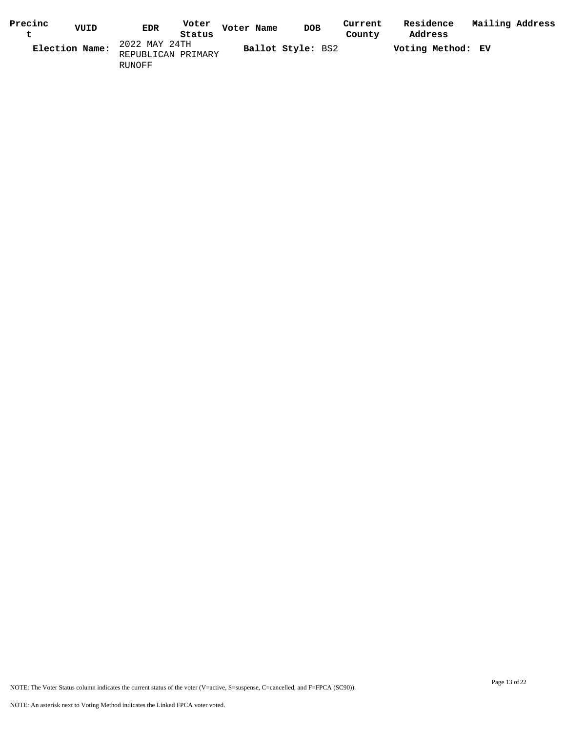| Precinct | VUID | EDR | Voter Status | Voter Name | DOB | Current County | Residence Address | Mailing Address |
|---|---|---|---|---|---|---|---|---|

**Election Name:** 2022 MAY 24TH REPUBLICAN PRIMARY RUNOFF **Ballot Style:** BS2 **Voting Method:** **EV**

NOTE: The Voter Status column indicates the current status of the voter (V=active, S=suspense, C=cancelled, and F=FPCA (SC90)).

NOTE: An asterisk next to Voting Method indicates the Linked FPCA voter voted.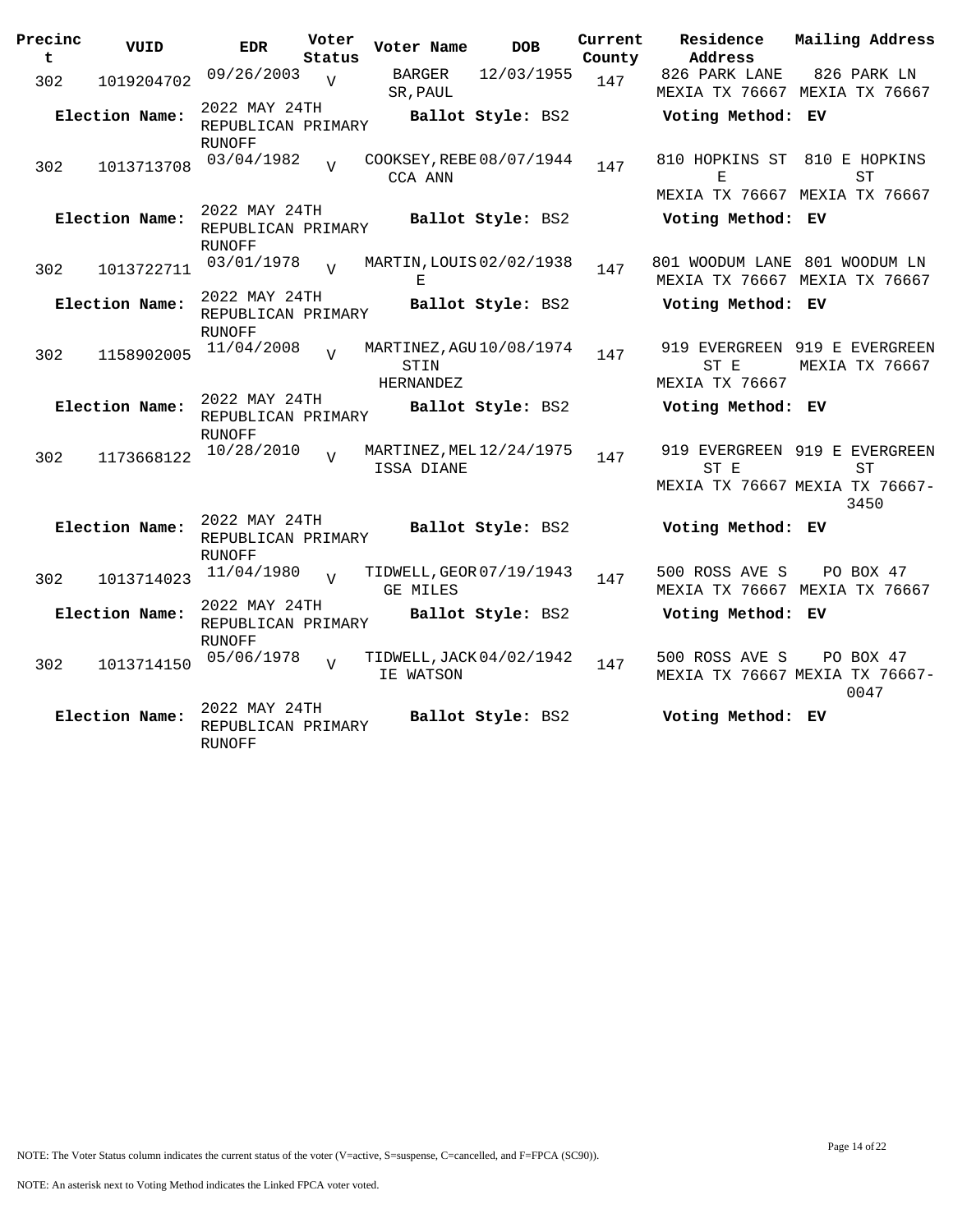| Precinct | VUID | EDR | Voter Status | Voter Name | DOB | Current County | Residence Address | Mailing Address |
|---|---|---|---|---|---|---|---|---|
| 302 | 1019204702 | 09/26/2003 | V | BARGER SR,PAUL | 12/03/1955 | 147 | 826 PARK LANE MEXIA TX 76667 | 826 PARK LN MEXIA TX 76667 |
| **Election Name:** | | 2022 MAY 24TH REPUBLICAN PRIMARY RUNOFF | | **Ballot Style:** BS2 | | | **Voting Method:** EV | |
| 302 | 1013713708 | 03/04/1982 | V | COOKSEY,REBECCA ANN | 08/07/1944 | 147 | 810 HOPKINS ST E MEXIA TX 76667 | 810 E HOPKINS ST MEXIA TX 76667 |
| **Election Name:** | | 2022 MAY 24TH REPUBLICAN PRIMARY RUNOFF | | **Ballot Style:** BS2 | | | **Voting Method:** EV | |
| 302 | 1013722711 | 03/01/1978 | V | MARTIN,LOUISE | 02/02/1938 | 147 | 801 WOODUM LANE MEXIA TX 76667 | 801 WOODUM LN MEXIA TX 76667 |
| **Election Name:** | | 2022 MAY 24TH REPUBLICAN PRIMARY RUNOFF | | **Ballot Style:** BS2 | | | **Voting Method:** EV | |
| 302 | 1158902005 | 11/04/2008 | V | MARTINEZ,AGUSTIN HERNANDEZ | 10/08/1974 | 147 | 919 EVERGREEN ST E MEXIA TX 76667 | 919 E EVERGREEN MEXIA TX 76667 |
| **Election Name:** | | 2022 MAY 24TH REPUBLICAN PRIMARY RUNOFF | | **Ballot Style:** BS2 | | | **Voting Method:** EV | |
| 302 | 1173668122 | 10/28/2010 | V | MARTINEZ,MELISSA DIANE | 12/24/1975 | 147 | 919 EVERGREEN ST E MEXIA TX 76667 | 919 E EVERGREEN ST MEXIA TX 76667-3450 |
| **Election Name:** | | 2022 MAY 24TH REPUBLICAN PRIMARY RUNOFF | | **Ballot Style:** BS2 | | | **Voting Method:** EV | |
| 302 | 1013714023 | 11/04/1980 | V | TIDWELL,GEORGE MILES | 07/19/1943 | 147 | 500 ROSS AVE S MEXIA TX 76667 | PO BOX 47 MEXIA TX 76667 |
| **Election Name:** | | 2022 MAY 24TH REPUBLICAN PRIMARY RUNOFF | | **Ballot Style:** BS2 | | | **Voting Method:** EV | |
| 302 | 1013714150 | 05/06/1978 | V | TIDWELL,JACKIE WATSON | 04/02/1942 | 147 | 500 ROSS AVE S MEXIA TX 76667 | PO BOX 47 MEXIA TX 76667-0047 |
| **Election Name:** | | 2022 MAY 24TH REPUBLICAN PRIMARY RUNOFF | | **Ballot Style:** BS2 | | | **Voting Method:** EV | |

NOTE: The Voter Status column indicates the current status of the voter (V=active, S=suspense, C=cancelled, and F=FPCA (SC90)).

NOTE: An asterisk next to Voting Method indicates the Linked FPCA voter voted.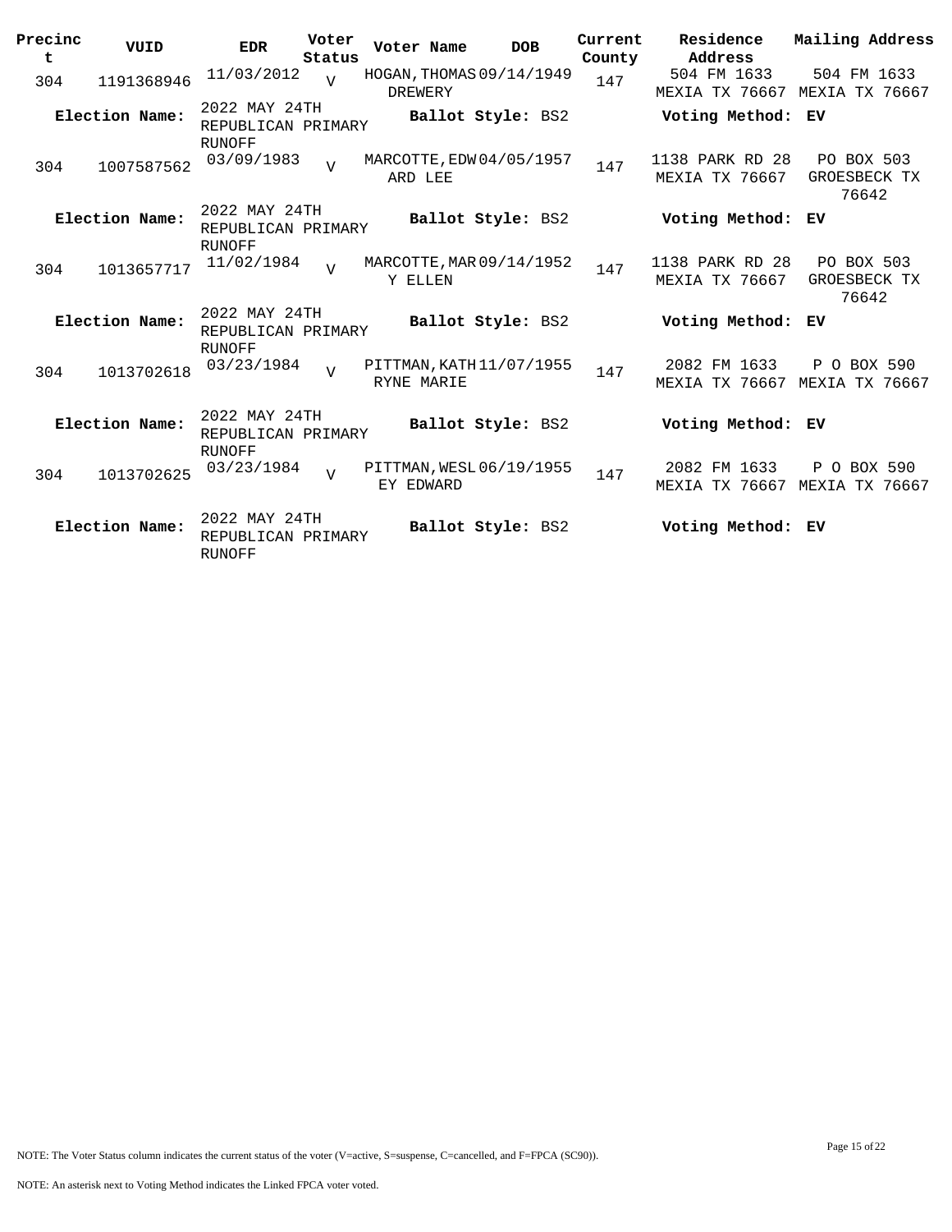| Precinct | VUID | EDR | Voter Status | Voter Name | DOB | Current County | Residence Address | Mailing Address |
|---|---|---|---|---|---|---|---|---|
| 304 | 1191368946 | 11/03/2012 | V | HOGAN, THOMAS DREWERY | 09/14/1949 | 147 | 504 FM 1633 MEXIA TX 76667 | 504 FM 1633 MEXIA TX 76667 |
| **Election Name:** | | 2022 MAY 24TH REPUBLICAN PRIMARY RUNOFF | | **Ballot Style:** BS2 | | | **Voting Method:** | **EV** |
| 304 | 1007587562 | 03/09/1983 | V | MARCOTTE, EDWARD LEE | 04/05/1957 | 147 | 1138 PARK RD 28 MEXIA TX 76667 | PO BOX 503 GROESBECK TX 76642 |
| **Election Name:** | | 2022 MAY 24TH REPUBLICAN PRIMARY RUNOFF | | **Ballot Style:** BS2 | | | **Voting Method:** | **EV** |
| 304 | 1013657717 | 11/02/1984 | V | MARCOTTE, MARY ELLEN | 09/14/1952 | 147 | 1138 PARK RD 28 MEXIA TX 76667 | PO BOX 503 GROESBECK TX 76642 |
| **Election Name:** | | 2022 MAY 24TH REPUBLICAN PRIMARY RUNOFF | | **Ballot Style:** BS2 | | | **Voting Method:** | **EV** |
| 304 | 1013702618 | 03/23/1984 | V | PITTMAN, KATHRYNE MARIE | 11/07/1955 | 147 | 2082 FM 1633 MEXIA TX 76667 | P O BOX 590 MEXIA TX 76667 |
| **Election Name:** | | 2022 MAY 24TH REPUBLICAN PRIMARY RUNOFF | | **Ballot Style:** BS2 | | | **Voting Method:** | **EV** |
| 304 | 1013702625 | 03/23/1984 | V | PITTMAN, WESLEY EDWARD | 06/19/1955 | 147 | 2082 FM 1633 MEXIA TX 76667 | P O BOX 590 MEXIA TX 76667 |
| **Election Name:** | | 2022 MAY 24TH REPUBLICAN PRIMARY RUNOFF | | **Ballot Style:** BS2 | | | **Voting Method:** | **EV** |

NOTE: The Voter Status column indicates the current status of the voter (V=active, S=suspense, C=cancelled, and F=FPCA (SC90)).

NOTE: An asterisk next to Voting Method indicates the Linked FPCA voter voted.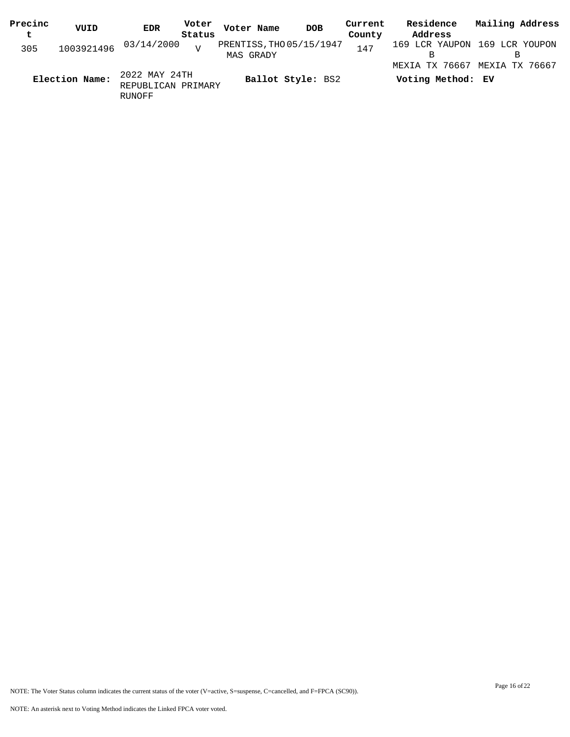| Precinct | VUID | EDR | Voter Status | Voter Name | DOB | Current County | Residence Address | Mailing Address |
|---|---|---|---|---|---|---|---|---|
| 305 | 1003921496 | 03/14/2000 | V | PRENTISS,THOMAS GRADY | 05/15/1947 | 147 | 169 LCR YAUPON B MEXIA TX 76667 | 169 LCR YOUPON B MEXIA TX 76667 |

**Election Name:** 2022 MAY 24TH REPUBLICAN PRIMARY RUNOFF **Ballot Style:** BS2 **Voting Method:** **EV**

NOTE: The Voter Status column indicates the current status of the voter (V=active, S=suspense, C=cancelled, and F=FPCA (SC90)).

NOTE: An asterisk next to Voting Method indicates the Linked FPCA voter voted.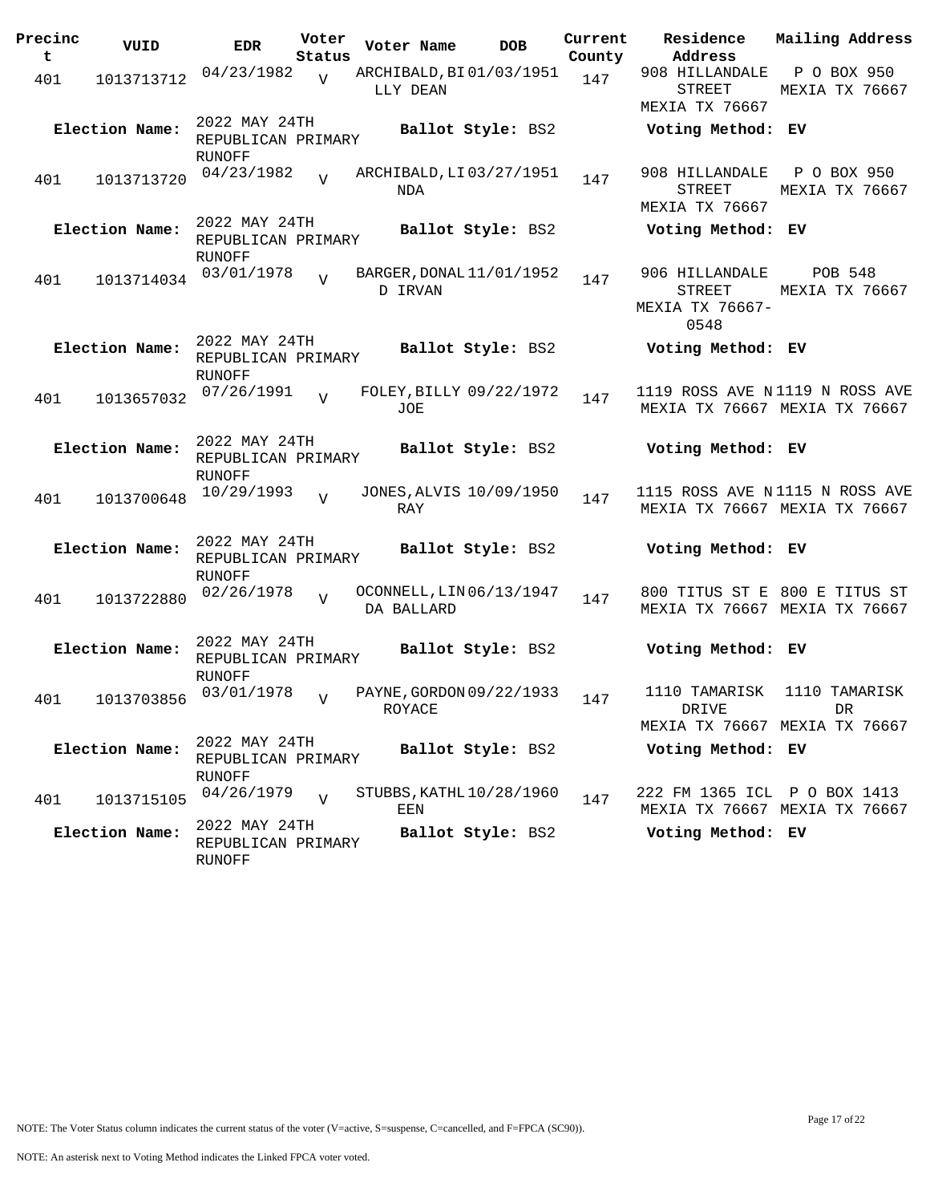| Precinct | VUID | EDR | Voter Status | Voter Name | DOB | Current County | Residence Address | Mailing Address |
|---|---|---|---|---|---|---|---|---|
| 401 | 1013713712 | 04/23/1982 | V | ARCHIBALD,BILLY DEAN | 01/03/1951 | 147 | 908 HILLANDALE STREET MEXIA TX 76667 | P O BOX 950 MEXIA TX 76667 |
| | Election Name: | 2022 MAY 24TH REPUBLICAN PRIMARY RUNOFF | | Ballot Style: BS2 | | | Voting Method: EV | |
| 401 | 1013713720 | 04/23/1982 | V | ARCHIBALD,LINDA | 03/27/1951 | 147 | 908 HILLANDALE STREET MEXIA TX 76667 | P O BOX 950 MEXIA TX 76667 |
| | Election Name: | 2022 MAY 24TH REPUBLICAN PRIMARY RUNOFF | | Ballot Style: BS2 | | | Voting Method: EV | |
| 401 | 1013714034 | 03/01/1978 | V | BARGER,DONALD IRVAN | 11/01/1952 | 147 | 906 HILLANDALE STREET MEXIA TX 76667-0548 | POB 548 MEXIA TX 76667 |
| | Election Name: | 2022 MAY 24TH REPUBLICAN PRIMARY RUNOFF | | Ballot Style: BS2 | | | Voting Method: EV | |
| 401 | 1013657032 | 07/26/1991 | V | FOLEY,BILLY JOE | 09/22/1972 | 147 | 1119 ROSS AVE N MEXIA TX 76667 | 1119 N ROSS AVE MEXIA TX 76667 |
| | Election Name: | 2022 MAY 24TH REPUBLICAN PRIMARY RUNOFF | | Ballot Style: BS2 | | | Voting Method: EV | |
| 401 | 1013700648 | 10/29/1993 | V | JONES,ALVIS RAY | 10/09/1950 | 147 | 1115 ROSS AVE N MEXIA TX 76667 | 1115 N ROSS AVE MEXIA TX 76667 |
| | Election Name: | 2022 MAY 24TH REPUBLICAN PRIMARY RUNOFF | | Ballot Style: BS2 | | | Voting Method: EV | |
| 401 | 1013722880 | 02/26/1978 | V | OCONNELL,LINDA BALLARD | 06/13/1947 | 147 | 800 TITUS ST E MEXIA TX 76667 | 800 E TITUS ST MEXIA TX 76667 |
| | Election Name: | 2022 MAY 24TH REPUBLICAN PRIMARY RUNOFF | | Ballot Style: BS2 | | | Voting Method: EV | |
| 401 | 1013703856 | 03/01/1978 | V | PAYNE,GORDON ROYACE | 09/22/1933 | 147 | 1110 TAMARISK DRIVE MEXIA TX 76667 | 1110 TAMARISK DR MEXIA TX 76667 |
| | Election Name: | 2022 MAY 24TH REPUBLICAN PRIMARY RUNOFF | | Ballot Style: BS2 | | | Voting Method: EV | |
| 401 | 1013715105 | 04/26/1979 | V | STUBBS,KATHLEEN | 10/28/1960 | 147 | 222 FM 1365 ICL MEXIA TX 76667 | P O BOX 1413 MEXIA TX 76667 |
| | Election Name: | 2022 MAY 24TH REPUBLICAN PRIMARY RUNOFF | | Ballot Style: BS2 | | | Voting Method: EV | |

NOTE: The Voter Status column indicates the current status of the voter (V=active, S=suspense, C=cancelled, and F=FPCA (SC90)).

NOTE: An asterisk next to Voting Method indicates the Linked FPCA voter voted.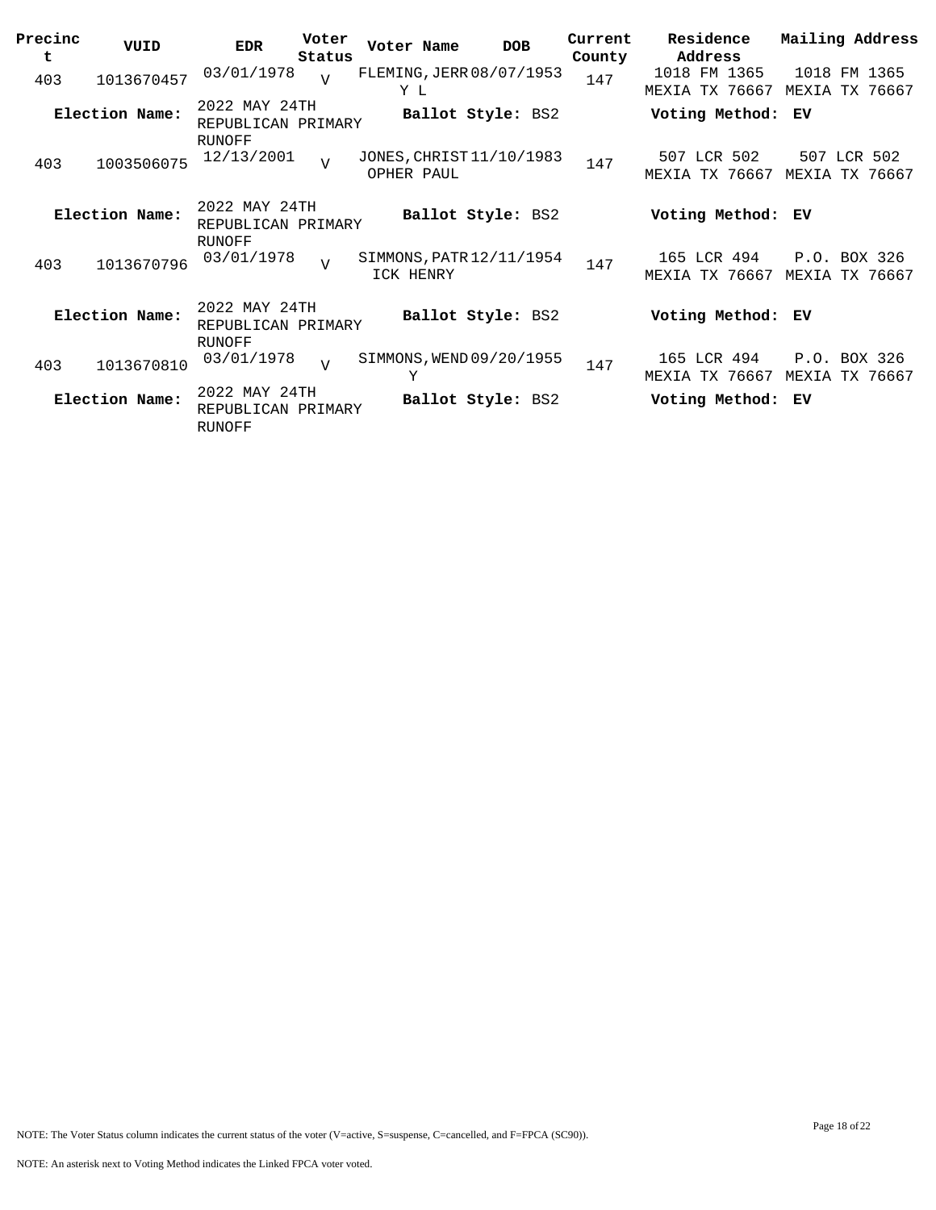| Precinct | VUID | EDR | Voter Status | Voter Name | DOB | Current County | Residence Address | Mailing Address |
|---|---|---|---|---|---|---|---|---|
| 403 | 1013670457 | 03/01/1978 | V | FLEMING, JERRY L | 08/07/1953 | 147 | 1018 FM 1365 MEXIA TX 76667 | 1018 FM 1365 MEXIA TX 76667 |
| **Election Name:** | | 2022 MAY 24TH REPUBLICAN PRIMARY RUNOFF | | **Ballot Style:** BS2 | | | **Voting Method:** EV | |
| 403 | 1003506075 | 12/13/2001 | V | JONES, CHRISTOPHER PAUL | 11/10/1983 | 147 | 507 LCR 502 MEXIA TX 76667 | 507 LCR 502 MEXIA TX 76667 |
| **Election Name:** | | 2022 MAY 24TH REPUBLICAN PRIMARY RUNOFF | | **Ballot Style:** BS2 | | | **Voting Method:** EV | |
| 403 | 1013670796 | 03/01/1978 | V | SIMMONS, PATRICK HENRY | 12/11/1954 | 147 | 165 LCR 494 MEXIA TX 76667 | P.O. BOX 326 MEXIA TX 76667 |
| **Election Name:** | | 2022 MAY 24TH REPUBLICAN PRIMARY RUNOFF | | **Ballot Style:** BS2 | | | **Voting Method:** EV | |
| 403 | 1013670810 | 03/01/1978 | V | SIMMONS, WENDY | 09/20/1955 | 147 | 165 LCR 494 MEXIA TX 76667 | P.O. BOX 326 MEXIA TX 76667 |
| **Election Name:** | | 2022 MAY 24TH REPUBLICAN PRIMARY RUNOFF | | **Ballot Style:** BS2 | | | **Voting Method:** EV | |

NOTE: The Voter Status column indicates the current status of the voter (V=active, S=suspense, C=cancelled, and F=FPCA (SC90)).

NOTE: An asterisk next to Voting Method indicates the Linked FPCA voter voted.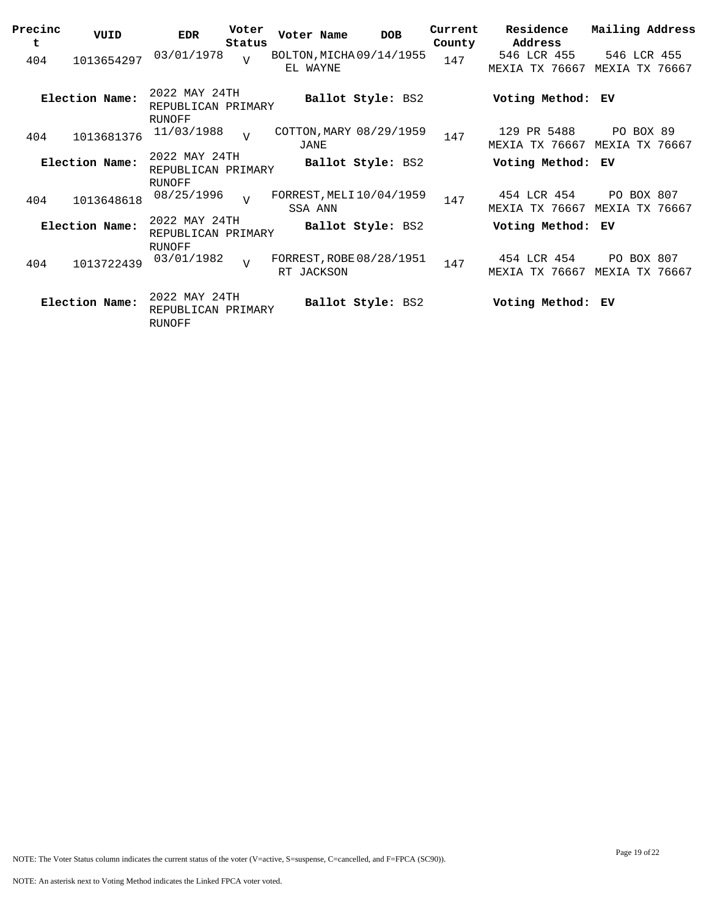| Precinct | VUID | EDR | Voter Status | Voter Name | DOB | Current County | Residence Address | Mailing Address |
|---|---|---|---|---|---|---|---|---|
| 404 | 1013654297 | 03/01/1978 | V | BOLTON,MICHAEL WAYNE | 09/14/1955 | 147 | 546 LCR 455 MEXIA TX 76667 | 546 LCR 455 MEXIA TX 76667 |
| **Election Name:** | 2022 MAY 24TH REPUBLICAN PRIMARY RUNOFF | | | **Ballot Style:** BS2 | | | **Voting Method:** EV | |
| 404 | 1013681376 | 11/03/1988 | V | COTTON,MARY JANE | 08/29/1959 | 147 | 129 PR 5488 MEXIA TX 76667 | PO BOX 89 MEXIA TX 76667 |
| **Election Name:** | 2022 MAY 24TH REPUBLICAN PRIMARY RUNOFF | | | **Ballot Style:** BS2 | | | **Voting Method:** EV | |
| 404 | 1013648618 | 08/25/1996 | V | FORREST,MELISSA ANN | 10/04/1959 | 147 | 454 LCR 454 MEXIA TX 76667 | PO BOX 807 MEXIA TX 76667 |
| **Election Name:** | 2022 MAY 24TH REPUBLICAN PRIMARY RUNOFF | | | **Ballot Style:** BS2 | | | **Voting Method:** EV | |
| 404 | 1013722439 | 03/01/1982 | V | FORREST,ROBERT JACKSON | 08/28/1951 | 147 | 454 LCR 454 MEXIA TX 76667 | PO BOX 807 MEXIA TX 76667 |
| **Election Name:** | 2022 MAY 24TH REPUBLICAN PRIMARY RUNOFF | | | **Ballot Style:** BS2 | | | **Voting Method:** EV | |

NOTE: The Voter Status column indicates the current status of the voter (V=active, S=suspense, C=cancelled, and F=FPCA (SC90)).

NOTE: An asterisk next to Voting Method indicates the Linked FPCA voter voted.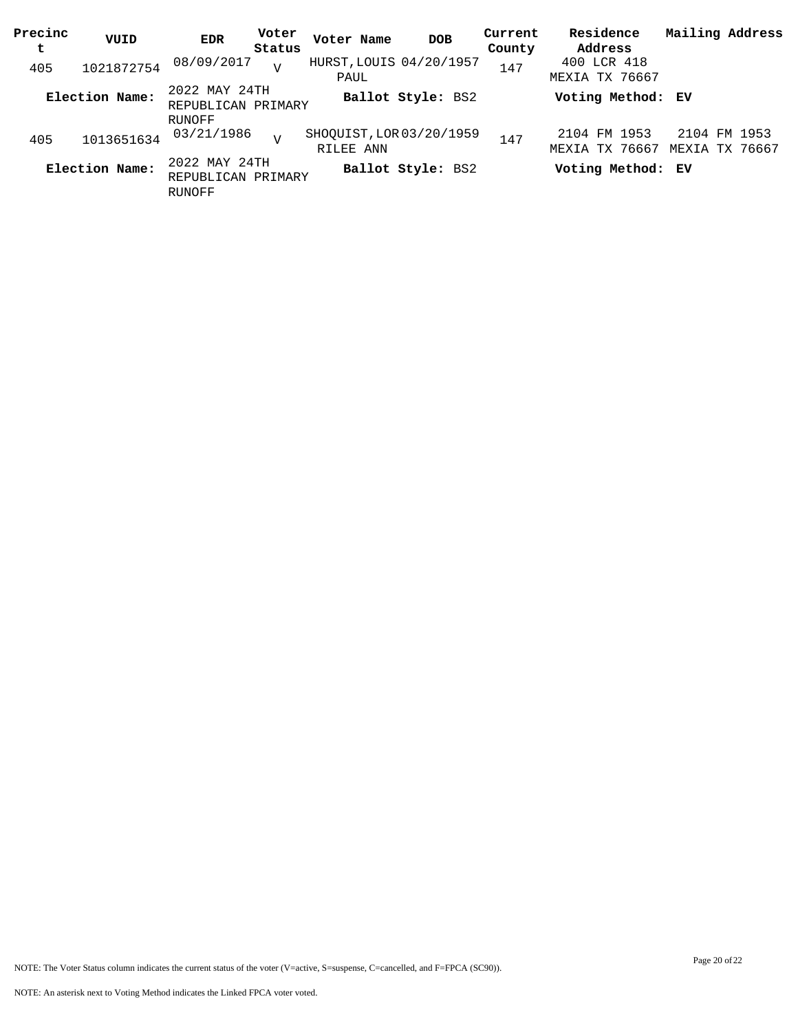| Precinct | VUID | EDR | Voter Status | Voter Name | DOB | Current County | Residence Address | Mailing Address |
|---|---|---|---|---|---|---|---|---|
| 405 | 1021872754 | 08/09/2017 | V | HURST, LOUIS PAUL | 04/20/1957 | 147 | 400 LCR 418 MEXIA TX 76667 | |
| **Election Name:** | | 2022 MAY 24TH REPUBLICAN PRIMARY RUNOFF | | **Ballot Style:** BS2 | | | **Voting Method: EV** | |
| 405 | 1013651634 | 03/21/1986 | V | SHOQUIST, LORRILEE ANN | 03/20/1959 | 147 | 2104 FM 1953 MEXIA TX 76667 | 2104 FM 1953 MEXIA TX 76667 |
| **Election Name:** | | 2022 MAY 24TH REPUBLICAN PRIMARY RUNOFF | | **Ballot Style:** BS2 | | | **Voting Method: EV** | |

NOTE: The Voter Status column indicates the current status of the voter (V=active, S=suspense, C=cancelled, and F=FPCA (SC90)).

NOTE: An asterisk next to Voting Method indicates the Linked FPCA voter voted.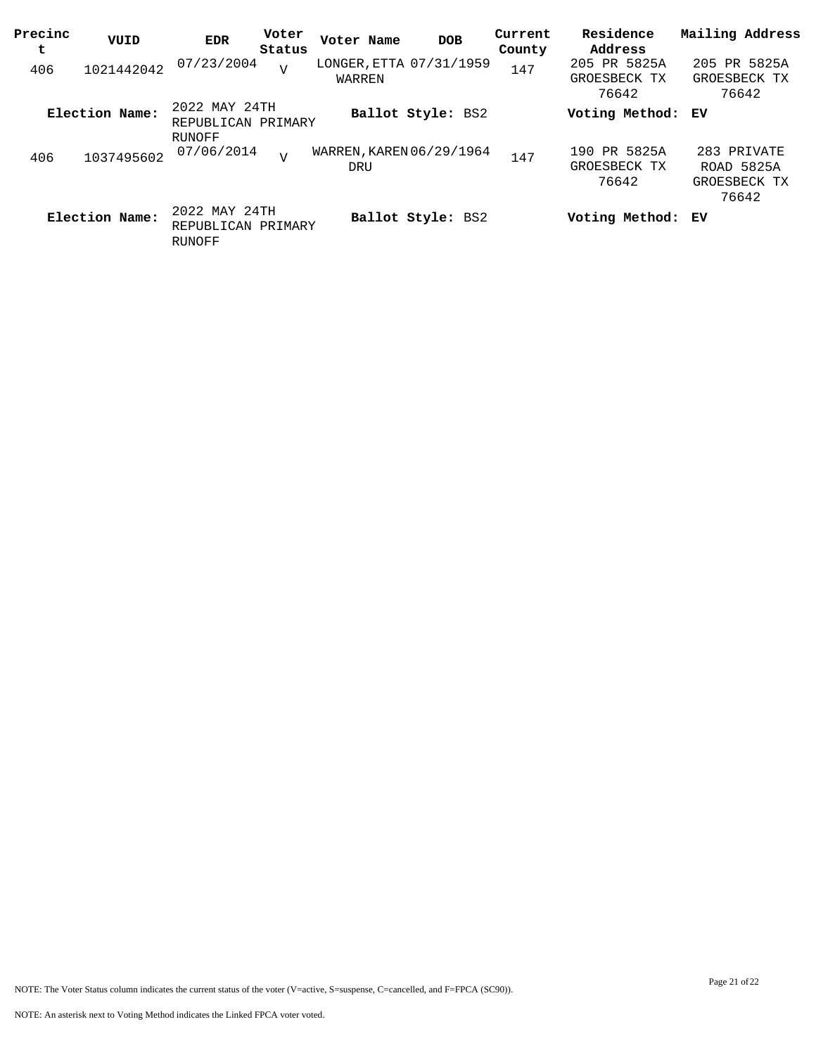| Precinct | VUID | EDR | Voter Status | Voter Name | DOB | Current County | Residence Address | Mailing Address |
|---|---|---|---|---|---|---|---|---|
| 406 | 1021442042 | 07/23/2004 | V | LONGER, ETTA WARREN | 07/31/1959 | 147 | 205 PR 5825A GROESBECK TX 76642 | 205 PR 5825A GROESBECK TX 76642 |
| **Election Name:** | | 2022 MAY 24TH REPUBLICAN PRIMARY RUNOFF | | **Ballot Style:** BS2 | | | **Voting Method:** EV | |
| 406 | 1037495602 | 07/06/2014 | V | WARREN, KAREN DRU | 06/29/1964 | 147 | 190 PR 5825A GROESBECK TX 76642 | 283 PRIVATE ROAD 5825A GROESBECK TX 76642 |
| **Election Name:** | | 2022 MAY 24TH REPUBLICAN PRIMARY RUNOFF | | **Ballot Style:** BS2 | | | **Voting Method:** EV | |

NOTE: The Voter Status column indicates the current status of the voter (V=active, S=suspense, C=cancelled, and F=FPCA (SC90)).

NOTE: An asterisk next to Voting Method indicates the Linked FPCA voter voted.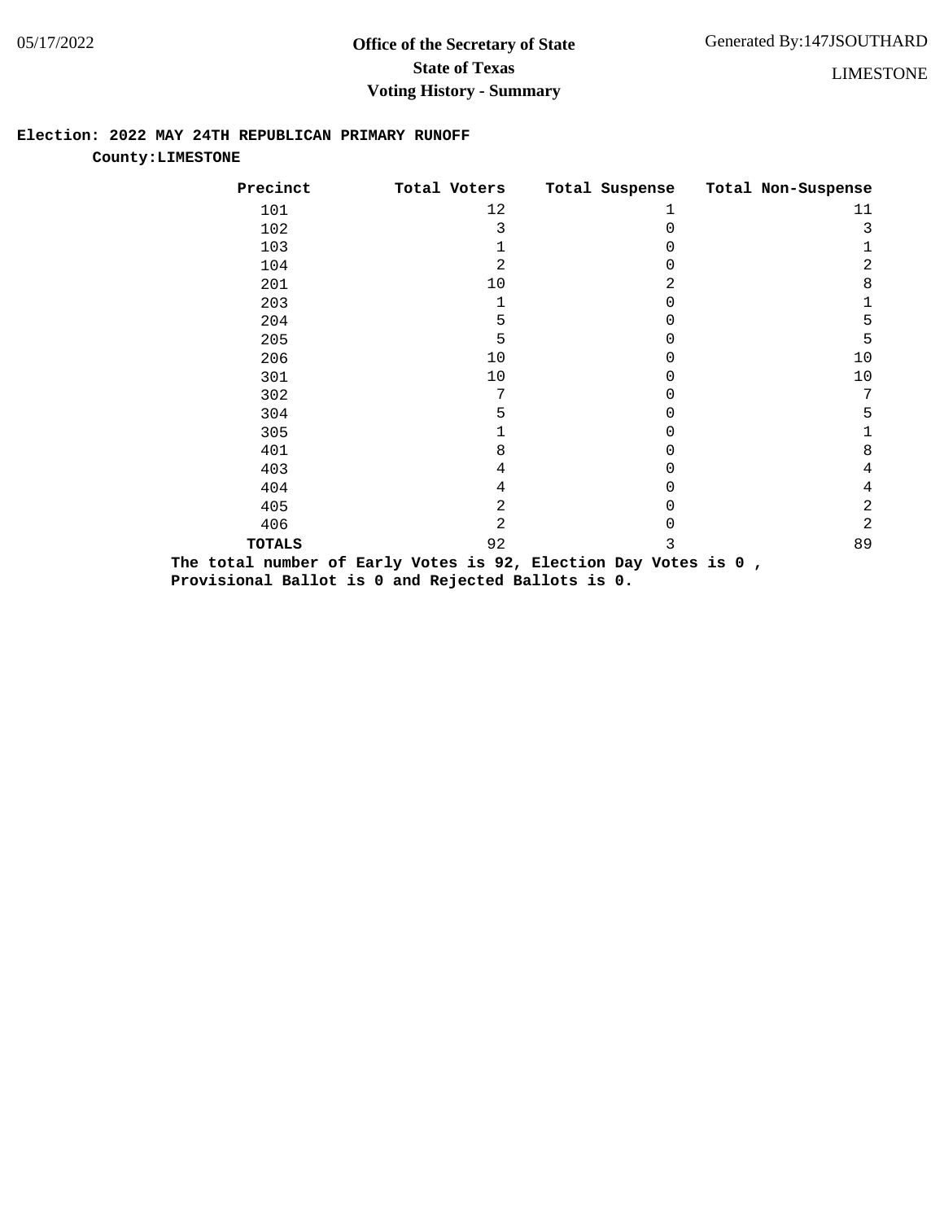# Office of the Secretary of State
## State of Texas
## Voting History - Summary

05/17/2022

Generated By:147JSOUTHARD

LIMESTONE

**Election: 2022 MAY 24TH REPUBLICAN PRIMARY RUNOFF**

**County:LIMESTONE**

| Precinct | Total Voters | Total Suspense | Total Non-Suspense |
|---|---|---|---|
| 101 | 12 | 1 | 11 |
| 102 | 3 | 0 | 3 |
| 103 | 1 | 0 | 1 |
| 104 | 2 | 0 | 2 |
| 201 | 10 | 2 | 8 |
| 203 | 1 | 0 | 1 |
| 204 | 5 | 0 | 5 |
| 205 | 5 | 0 | 5 |
| 206 | 10 | 0 | 10 |
| 301 | 10 | 0 | 10 |
| 302 | 7 | 0 | 7 |
| 304 | 5 | 0 | 5 |
| 305 | 1 | 0 | 1 |
| 401 | 8 | 0 | 8 |
| 403 | 4 | 0 | 4 |
| 404 | 4 | 0 | 4 |
| 405 | 2 | 0 | 2 |
| 406 | 2 | 0 | 2 |
| **TOTALS** | 92 | 3 | 89 |

**The total number of Early Votes is 92, Election Day Votes is 0 , Provisional Ballot is 0 and Rejected Ballots is 0.**